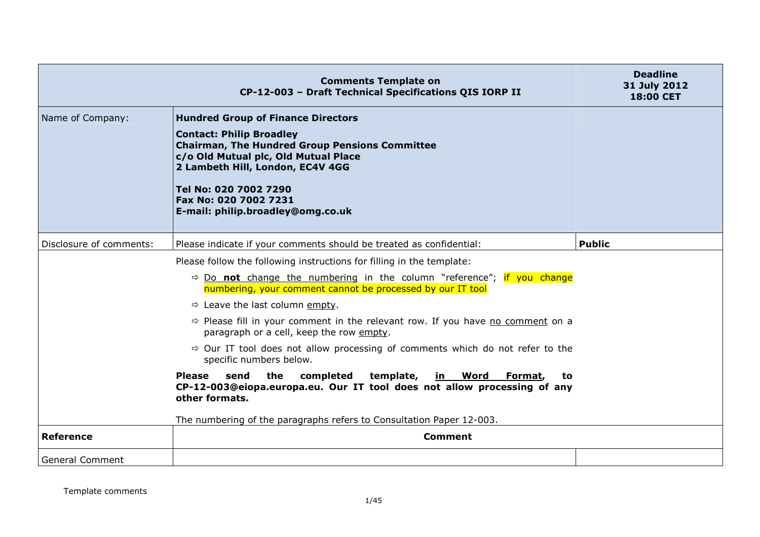| Comments Template on CP-12-003 – Draft Technical Specifications QIS IORP II | | Deadline 31 July 2012 18:00 CET |
|---|---|---|
| Name of Company: | **Hundred Group of Finance Directors**<br><br>**Contact: Philip Broadley**<br>**Chairman, The Hundred Group Pensions Committee**<br>**c/o Old Mutual plc, Old Mutual Place**<br>**2 Lambeth Hill, London, EC4V 4GG**<br><br>**Tel No: 020 7002 7290**<br>**Fax No: 020 7002 7231**<br>**E-mail: philip.broadley@omg.co.uk** | |
| Disclosure of comments: | Please indicate if your comments should be treated as confidential: | **Public** |
| | Please follow the following instructions for filling in the template:<br><br>⇨ Do **not** change the numbering in the column "reference"; if you change numbering, your comment cannot be processed by our IT tool<br><br>⇨ Leave the last column empty.<br><br>⇨ Please fill in your comment in the relevant row. If you have no comment on a paragraph or a cell, keep the row empty.<br><br>⇨ Our IT tool does not allow processing of comments which do not refer to the specific numbers below.<br><br>**Please send the completed template, in Word Format, to CP-12-003@eiopa.europa.eu. Our IT tool does not allow processing of any other formats.**<br><br>The numbering of the paragraphs refers to Consultation Paper 12-003. | |
| **Reference** | **Comment** | |
| General Comment | | |

Template comments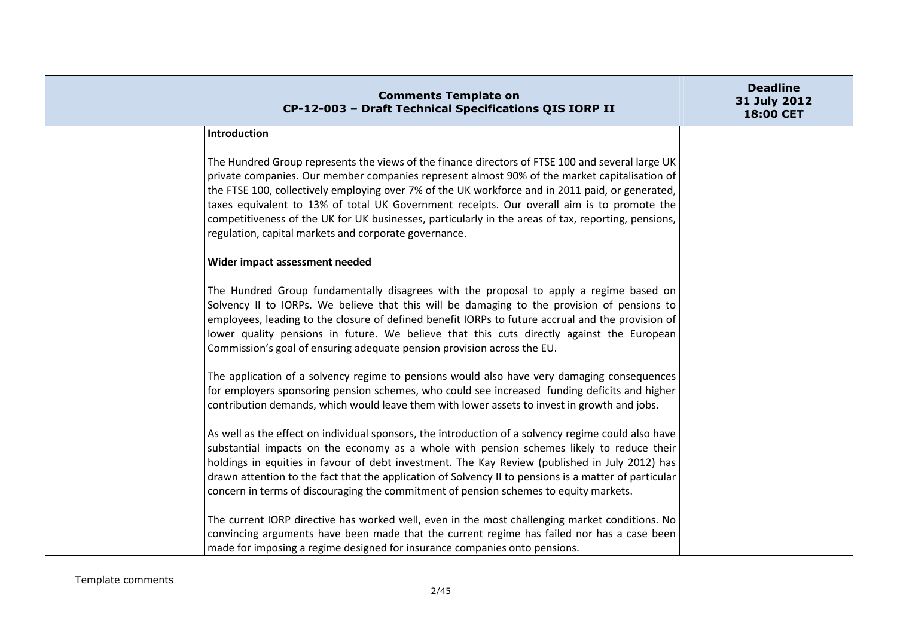**Introduction**

The Hundred Group represents the views of the finance directors of FTSE 100 and several large UK private companies. Our member companies represent almost 90% of the market capitalisation of the FTSE 100, collectively employing over 7% of the UK workforce and in 2011 paid, or generated, taxes equivalent to 13% of total UK Government receipts. Our overall aim is to promote the competitiveness of the UK for UK businesses, particularly in the areas of tax, reporting, pensions, regulation, capital markets and corporate governance.

**Wider impact assessment needed**

The Hundred Group fundamentally disagrees with the proposal to apply a regime based on Solvency II to IORPs. We believe that this will be damaging to the provision of pensions to employees, leading to the closure of defined benefit IORPs to future accrual and the provision of lower quality pensions in future. We believe that this cuts directly against the European Commission's goal of ensuring adequate pension provision across the EU.

The application of a solvency regime to pensions would also have very damaging consequences for employers sponsoring pension schemes, who could see increased funding deficits and higher contribution demands, which would leave them with lower assets to invest in growth and jobs.

As well as the effect on individual sponsors, the introduction of a solvency regime could also have substantial impacts on the economy as a whole with pension schemes likely to reduce their holdings in equities in favour of debt investment. The Kay Review (published in July 2012) has drawn attention to the fact that the application of Solvency II to pensions is a matter of particular concern in terms of discouraging the commitment of pension schemes to equity markets.

The current IORP directive has worked well, even in the most challenging market conditions. No convincing arguments have been made that the current regime has failed nor has a case been made for imposing a regime designed for insurance companies onto pensions.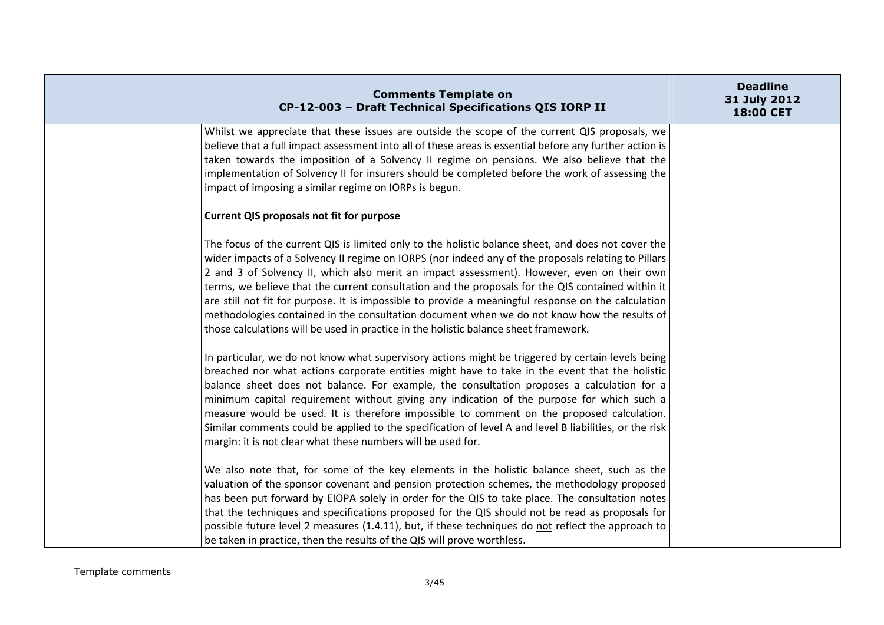Whilst we appreciate that these issues are outside the scope of the current QIS proposals, we believe that a full impact assessment into all of these areas is essential before any further action is taken towards the imposition of a Solvency II regime on pensions. We also believe that the implementation of Solvency II for insurers should be completed before the work of assessing the impact of imposing a similar regime on IORPs is begun.

**Current QIS proposals not fit for purpose**

The focus of the current QIS is limited only to the holistic balance sheet, and does not cover the wider impacts of a Solvency II regime on IORPS (nor indeed any of the proposals relating to Pillars 2 and 3 of Solvency II, which also merit an impact assessment). However, even on their own terms, we believe that the current consultation and the proposals for the QIS contained within it are still not fit for purpose. It is impossible to provide a meaningful response on the calculation methodologies contained in the consultation document when we do not know how the results of those calculations will be used in practice in the holistic balance sheet framework.

In particular, we do not know what supervisory actions might be triggered by certain levels being breached nor what actions corporate entities might have to take in the event that the holistic balance sheet does not balance. For example, the consultation proposes a calculation for a minimum capital requirement without giving any indication of the purpose for which such a measure would be used. It is therefore impossible to comment on the proposed calculation. Similar comments could be applied to the specification of level A and level B liabilities, or the risk margin: it is not clear what these numbers will be used for.

We also note that, for some of the key elements in the holistic balance sheet, such as the valuation of the sponsor covenant and pension protection schemes, the methodology proposed has been put forward by EIOPA solely in order for the QIS to take place. The consultation notes that the techniques and specifications proposed for the QIS should not be read as proposals for possible future level 2 measures (1.4.11), but, if these techniques do not reflect the approach to be taken in practice, then the results of the QIS will prove worthless.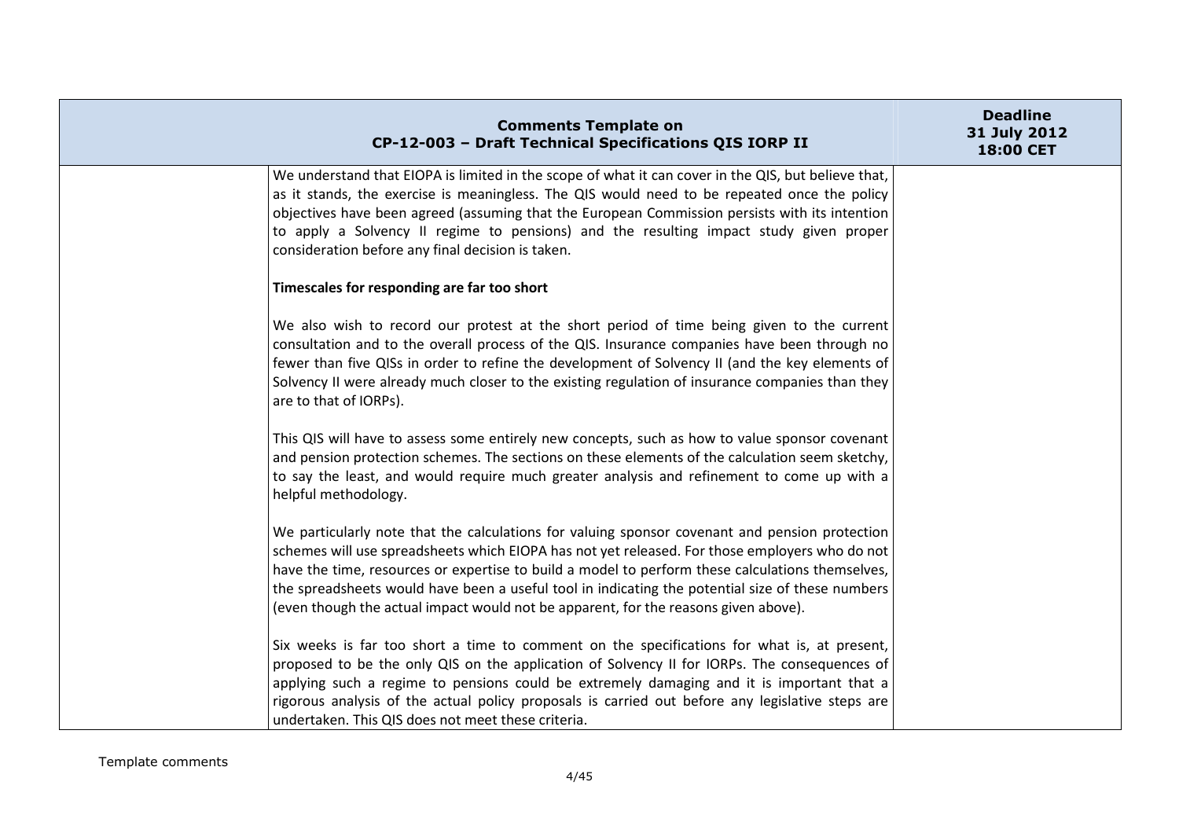| | We understand that EIOPA is limited in the scope of what it can cover in the QIS, but believe that, as it stands, the exercise is meaningless. The QIS would need to be repeated once the policy objectives have been agreed (assuming that the European Commission persists with its intention to apply a Solvency II regime to pensions) and the resulting impact study given proper consideration before any final decision is taken.<br><br>**Timescales for responding are far too short**<br><br>We also wish to record our protest at the short period of time being given to the current consultation and to the overall process of the QIS. Insurance companies have been through no fewer than five QISs in order to refine the development of Solvency II (and the key elements of Solvency II were already much closer to the existing regulation of insurance companies than they are to that of IORPs).<br><br>This QIS will have to assess some entirely new concepts, such as how to value sponsor covenant and pension protection schemes. The sections on these elements of the calculation seem sketchy, to say the least, and would require much greater analysis and refinement to come up with a helpful methodology.<br><br>We particularly note that the calculations for valuing sponsor covenant and pension protection schemes will use spreadsheets which EIOPA has not yet released. For those employers who do not have the time, resources or expertise to build a model to perform these calculations themselves, the spreadsheets would have been a useful tool in indicating the potential size of these numbers (even though the actual impact would not be apparent, for the reasons given above).<br><br>Six weeks is far too short a time to comment on the specifications for what is, at present, proposed to be the only QIS on the application of Solvency II for IORPs. The consequences of applying such a regime to pensions could be extremely damaging and it is important that a rigorous analysis of the actual policy proposals is carried out before any legislative steps are undertaken. This QIS does not meet these criteria. | |
|---|---|---|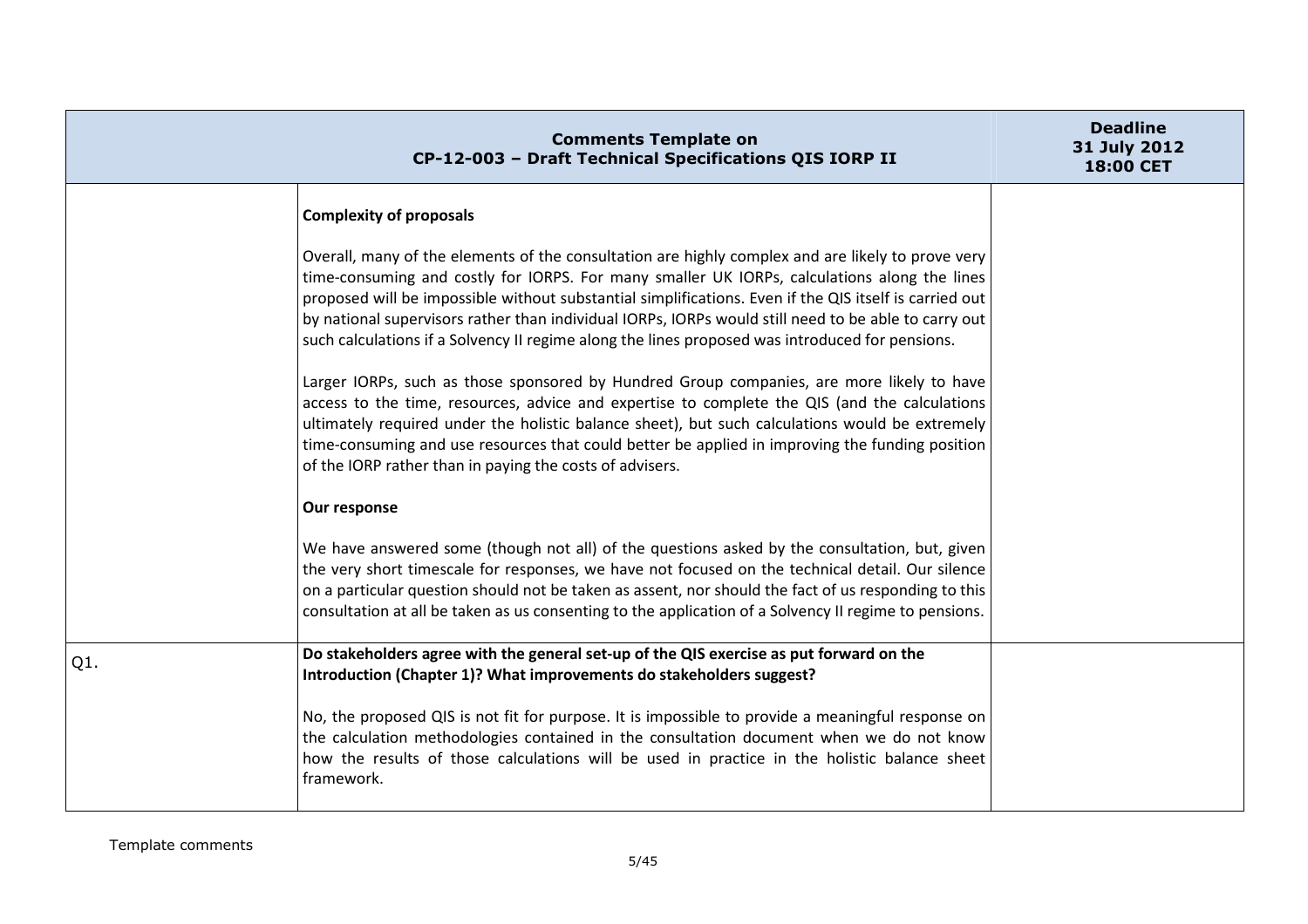| Comments Template on CP-12-003 – Draft Technical Specifications QIS IORP II | | Deadline 31 July 2012 18:00 CET |
|---|---|---|
| | **Complexity of proposals**<br><br>Overall, many of the elements of the consultation are highly complex and are likely to prove very time-consuming and costly for IORPS. For many smaller UK IORPs, calculations along the lines proposed will be impossible without substantial simplifications. Even if the QIS itself is carried out by national supervisors rather than individual IORPs, IORPs would still need to be able to carry out such calculations if a Solvency II regime along the lines proposed was introduced for pensions.<br><br>Larger IORPs, such as those sponsored by Hundred Group companies, are more likely to have access to the time, resources, advice and expertise to complete the QIS (and the calculations ultimately required under the holistic balance sheet), but such calculations would be extremely time-consuming and use resources that could better be applied in improving the funding position of the IORP rather than in paying the costs of advisers.<br><br>**Our response**<br><br>We have answered some (though not all) of the questions asked by the consultation, but, given the very short timescale for responses, we have not focused on the technical detail. Our silence on a particular question should not be taken as assent, nor should the fact of us responding to this consultation at all be taken as us consenting to the application of a Solvency II regime to pensions. | |
| Q1. | **Do stakeholders agree with the general set-up of the QIS exercise as put forward on the Introduction (Chapter 1)? What improvements do stakeholders suggest?**<br><br>No, the proposed QIS is not fit for purpose. It is impossible to provide a meaningful response on the calculation methodologies contained in the consultation document when we do not know how the results of those calculations will be used in practice in the holistic balance sheet framework. | |

Template comments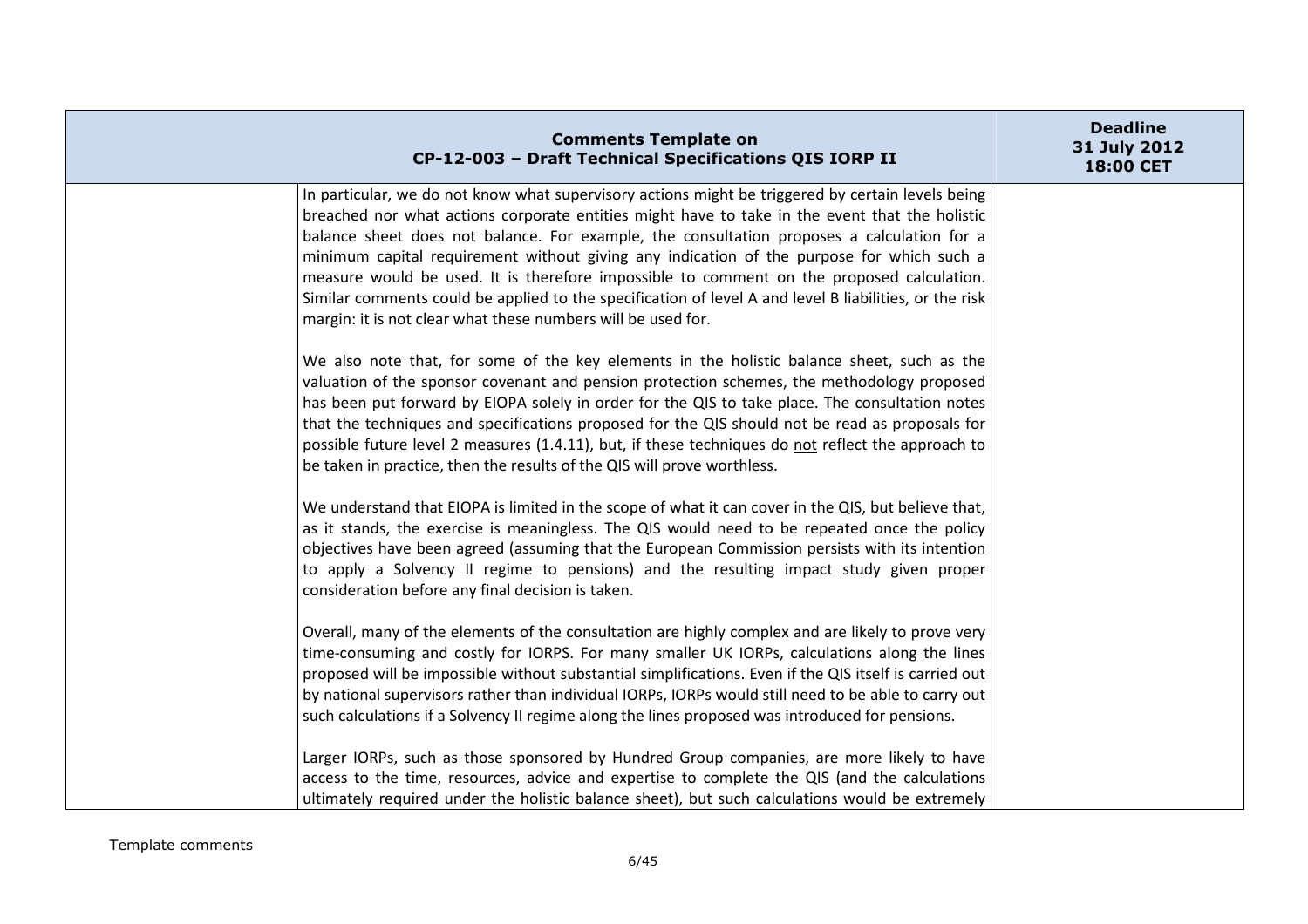| | Comments Template on CP-12-003 – Draft Technical Specifications QIS IORP II | Deadline 31 July 2012 18:00 CET |
|---|---|---|
| | In particular, we do not know what supervisory actions might be triggered by certain levels being breached nor what actions corporate entities might have to take in the event that the holistic balance sheet does not balance. For example, the consultation proposes a calculation for a minimum capital requirement without giving any indication of the purpose for which such a measure would be used. It is therefore impossible to comment on the proposed calculation. Similar comments could be applied to the specification of level A and level B liabilities, or the risk margin: it is not clear what these numbers will be used for.<br><br>We also note that, for some of the key elements in the holistic balance sheet, such as the valuation of the sponsor covenant and pension protection schemes, the methodology proposed has been put forward by EIOPA solely in order for the QIS to take place. The consultation notes that the techniques and specifications proposed for the QIS should not be read as proposals for possible future level 2 measures (1.4.11), but, if these techniques do <u>not</u> reflect the approach to be taken in practice, then the results of the QIS will prove worthless.<br><br>We understand that EIOPA is limited in the scope of what it can cover in the QIS, but believe that, as it stands, the exercise is meaningless. The QIS would need to be repeated once the policy objectives have been agreed (assuming that the European Commission persists with its intention to apply a Solvency II regime to pensions) and the resulting impact study given proper consideration before any final decision is taken.<br><br>Overall, many of the elements of the consultation are highly complex and are likely to prove very time-consuming and costly for IORPS. For many smaller UK IORPs, calculations along the lines proposed will be impossible without substantial simplifications. Even if the QIS itself is carried out by national supervisors rather than individual IORPs, IORPs would still need to be able to carry out such calculations if a Solvency II regime along the lines proposed was introduced for pensions.<br><br>Larger IORPs, such as those sponsored by Hundred Group companies, are more likely to have access to the time, resources, advice and expertise to complete the QIS (and the calculations ultimately required under the holistic balance sheet), but such calculations would be extremely | |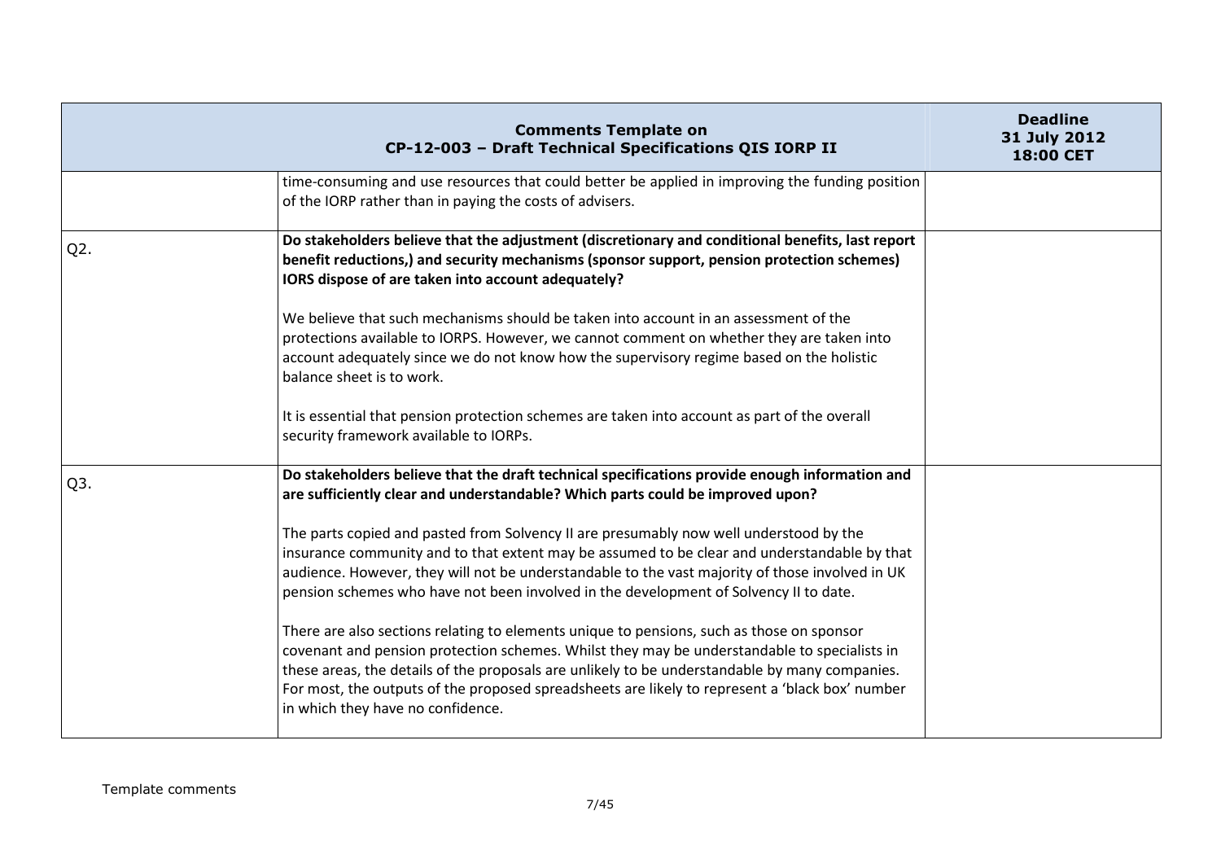| Comments Template on CP-12-003 – Draft Technical Specifications QIS IORP II | | Deadline 31 July 2012 18:00 CET |
|---|---|---|
| | time-consuming and use resources that could better be applied in improving the funding position of the IORP rather than in paying the costs of advisers. | |
| Q2. | **Do stakeholders believe that the adjustment (discretionary and conditional benefits, last report benefit reductions,) and security mechanisms (sponsor support, pension protection schemes) IORS dispose of are taken into account adequately?**<br><br>We believe that such mechanisms should be taken into account in an assessment of the protections available to IORPS. However, we cannot comment on whether they are taken into account adequately since we do not know how the supervisory regime based on the holistic balance sheet is to work.<br><br>It is essential that pension protection schemes are taken into account as part of the overall security framework available to IORPs. | |
| Q3. | **Do stakeholders believe that the draft technical specifications provide enough information and are sufficiently clear and understandable? Which parts could be improved upon?**<br><br>The parts copied and pasted from Solvency II are presumably now well understood by the insurance community and to that extent may be assumed to be clear and understandable by that audience. However, they will not be understandable to the vast majority of those involved in UK pension schemes who have not been involved in the development of Solvency II to date.<br><br>There are also sections relating to elements unique to pensions, such as those on sponsor covenant and pension protection schemes. Whilst they may be understandable to specialists in these areas, the details of the proposals are unlikely to be understandable by many companies. For most, the outputs of the proposed spreadsheets are likely to represent a 'black box' number in which they have no confidence. | |

Template comments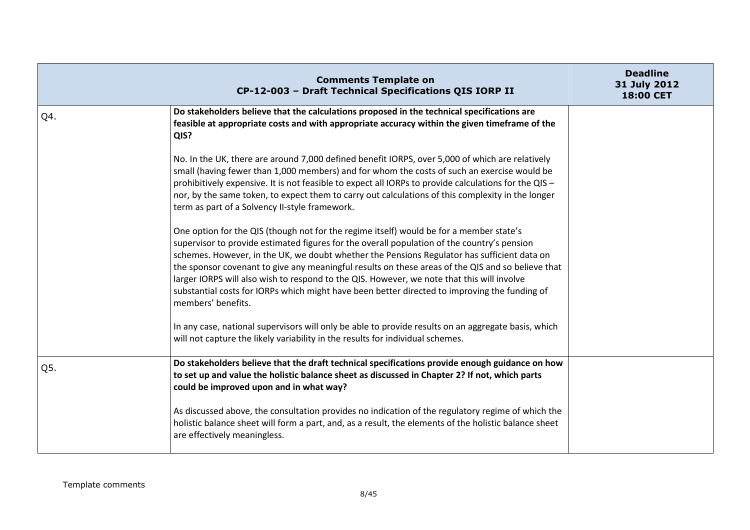| Comments Template on CP-12-003 – Draft Technical Specifications QIS IORP II | | Deadline 31 July 2012 18:00 CET |
|---|---|---|
| Q4. | **Do stakeholders believe that the calculations proposed in the technical specifications are feasible at appropriate costs and with appropriate accuracy within the given timeframe of the QIS?**<br><br>No. In the UK, there are around 7,000 defined benefit IORPS, over 5,000 of which are relatively small (having fewer than 1,000 members) and for whom the costs of such an exercise would be prohibitively expensive. It is not feasible to expect all IORPs to provide calculations for the QIS – nor, by the same token, to expect them to carry out calculations of this complexity in the longer term as part of a Solvency II-style framework.<br><br>One option for the QIS (though not for the regime itself) would be for a member state's supervisor to provide estimated figures for the overall population of the country's pension schemes. However, in the UK, we doubt whether the Pensions Regulator has sufficient data on the sponsor covenant to give any meaningful results on these areas of the QIS and so believe that larger IORPS will also wish to respond to the QIS. However, we note that this will involve substantial costs for IORPs which might have been better directed to improving the funding of members' benefits.<br><br>In any case, national supervisors will only be able to provide results on an aggregate basis, which will not capture the likely variability in the results for individual schemes. | |
| Q5. | **Do stakeholders believe that the draft technical specifications provide enough guidance on how to set up and value the holistic balance sheet as discussed in Chapter 2? If not, which parts could be improved upon and in what way?**<br><br>As discussed above, the consultation provides no indication of the regulatory regime of which the holistic balance sheet will form a part, and, as a result, the elements of the holistic balance sheet are effectively meaningless. | |

Template comments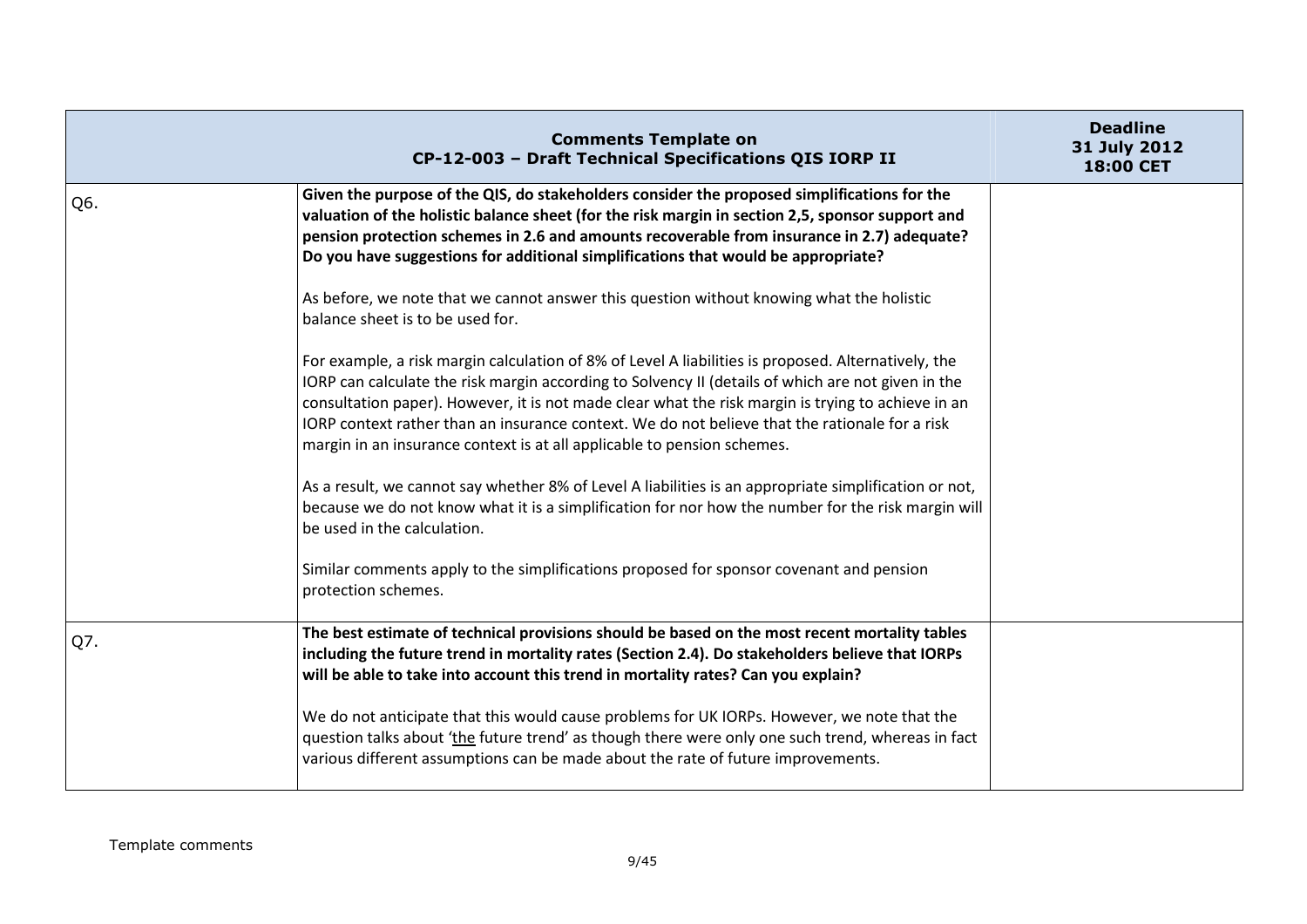| | Comments Template on<br>CP-12-003 – Draft Technical Specifications QIS IORP II | Deadline<br>31 July 2012<br>18:00 CET |
|---|---|---|
| Q6. | **Given the purpose of the QIS, do stakeholders consider the proposed simplifications for the valuation of the holistic balance sheet (for the risk margin in section 2,5, sponsor support and pension protection schemes in 2.6 and amounts recoverable from insurance in 2.7) adequate? Do you have suggestions for additional simplifications that would be appropriate?**<br><br>As before, we note that we cannot answer this question without knowing what the holistic balance sheet is to be used for.<br><br>For example, a risk margin calculation of 8% of Level A liabilities is proposed. Alternatively, the IORP can calculate the risk margin according to Solvency II (details of which are not given in the consultation paper). However, it is not made clear what the risk margin is trying to achieve in an IORP context rather than an insurance context. We do not believe that the rationale for a risk margin in an insurance context is at all applicable to pension schemes.<br><br>As a result, we cannot say whether 8% of Level A liabilities is an appropriate simplification or not, because we do not know what it is a simplification for nor how the number for the risk margin will be used in the calculation.<br><br>Similar comments apply to the simplifications proposed for sponsor covenant and pension protection schemes. | |
| Q7. | **The best estimate of technical provisions should be based on the most recent mortality tables including the future trend in mortality rates (Section 2.4). Do stakeholders believe that IORPs will be able to take into account this trend in mortality rates? Can you explain?**<br><br>We do not anticipate that this would cause problems for UK IORPs. However, we note that the question talks about '<u>the</u> future trend' as though there were only one such trend, whereas in fact various different assumptions can be made about the rate of future improvements. | |

Template comments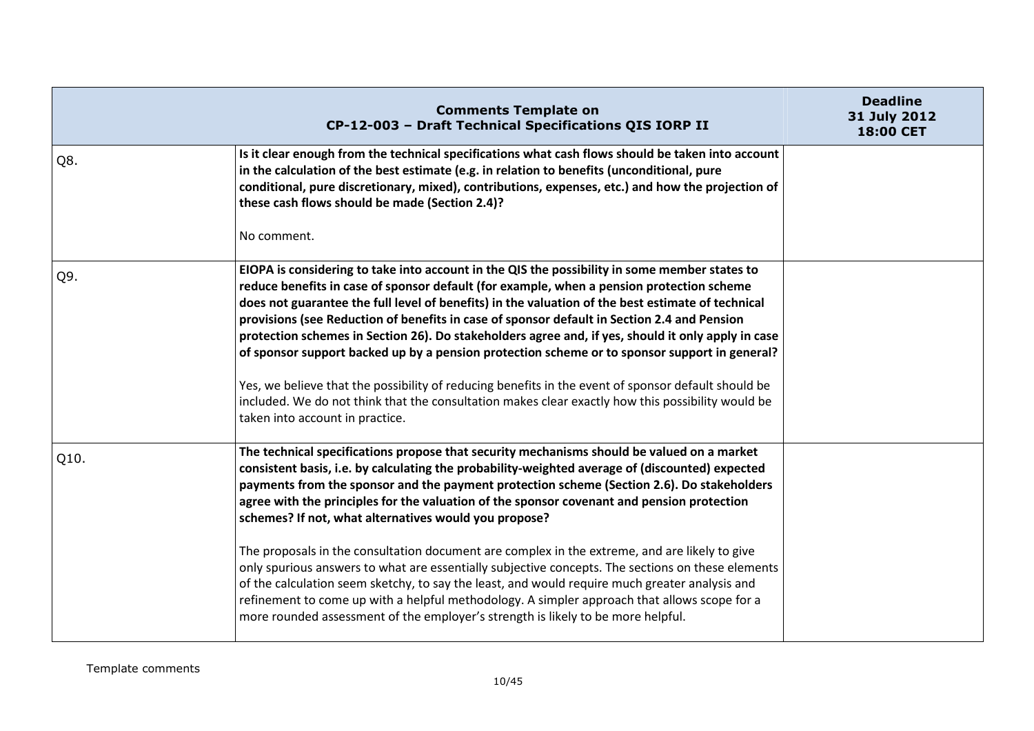| | Comments Template on CP-12-003 – Draft Technical Specifications QIS IORP II | Deadline 31 July 2012 18:00 CET |
|---|---|---|
| Q8. | **Is it clear enough from the technical specifications what cash flows should be taken into account in the calculation of the best estimate (e.g. in relation to benefits (unconditional, pure conditional, pure discretionary, mixed), contributions, expenses, etc.) and how the projection of these cash flows should be made (Section 2.4)?**<br><br>No comment. | |
| Q9. | **EIOPA is considering to take into account in the QIS the possibility in some member states to reduce benefits in case of sponsor default (for example, when a pension protection scheme does not guarantee the full level of benefits) in the valuation of the best estimate of technical provisions (see Reduction of benefits in case of sponsor default in Section 2.4 and Pension protection schemes in Section 26). Do stakeholders agree and, if yes, should it only apply in case of sponsor support backed up by a pension protection scheme or to sponsor support in general?**<br><br>Yes, we believe that the possibility of reducing benefits in the event of sponsor default should be included. We do not think that the consultation makes clear exactly how this possibility would be taken into account in practice. | |
| Q10. | **The technical specifications propose that security mechanisms should be valued on a market consistent basis, i.e. by calculating the probability-weighted average of (discounted) expected payments from the sponsor and the payment protection scheme (Section 2.6). Do stakeholders agree with the principles for the valuation of the sponsor covenant and pension protection schemes? If not, what alternatives would you propose?**<br><br>The proposals in the consultation document are complex in the extreme, and are likely to give only spurious answers to what are essentially subjective concepts. The sections on these elements of the calculation seem sketchy, to say the least, and would require much greater analysis and refinement to come up with a helpful methodology. A simpler approach that allows scope for a more rounded assessment of the employer's strength is likely to be more helpful. | |

Template comments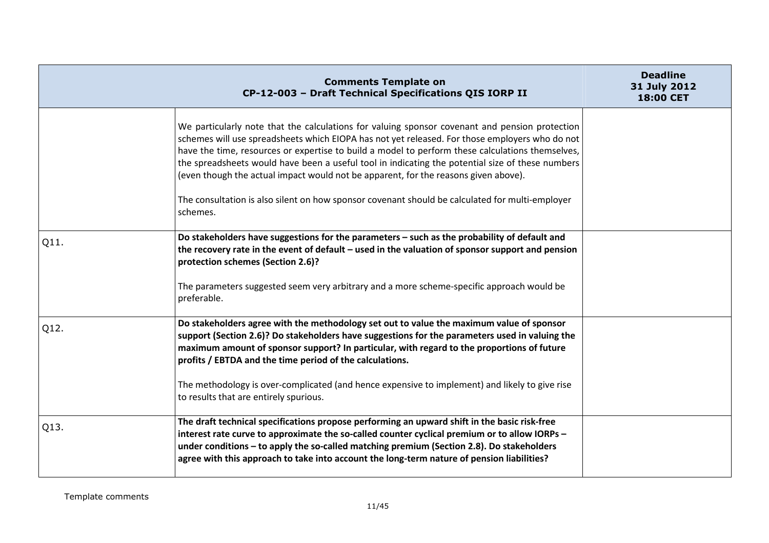| | Comments Template on CP-12-003 – Draft Technical Specifications QIS IORP II | Deadline 31 July 2012 18:00 CET |
|---|---|---|
| | We particularly note that the calculations for valuing sponsor covenant and pension protection schemes will use spreadsheets which EIOPA has not yet released. For those employers who do not have the time, resources or expertise to build a model to perform these calculations themselves, the spreadsheets would have been a useful tool in indicating the potential size of these numbers (even though the actual impact would not be apparent, for the reasons given above).<br><br>The consultation is also silent on how sponsor covenant should be calculated for multi-employer schemes. | |
| Q11. | **Do stakeholders have suggestions for the parameters – such as the probability of default and the recovery rate in the event of default – used in the valuation of sponsor support and pension protection schemes (Section 2.6)?**<br><br>The parameters suggested seem very arbitrary and a more scheme-specific approach would be preferable. | |
| Q12. | **Do stakeholders agree with the methodology set out to value the maximum value of sponsor support (Section 2.6)? Do stakeholders have suggestions for the parameters used in valuing the maximum amount of sponsor support? In particular, with regard to the proportions of future profits / EBTDA and the time period of the calculations.**<br><br>The methodology is over-complicated (and hence expensive to implement) and likely to give rise to results that are entirely spurious. | |
| Q13. | **The draft technical specifications propose performing an upward shift in the basic risk-free interest rate curve to approximate the so-called counter cyclical premium or to allow IORPs – under conditions – to apply the so-called matching premium (Section 2.8). Do stakeholders agree with this approach to take into account the long-term nature of pension liabilities?** | |

Template comments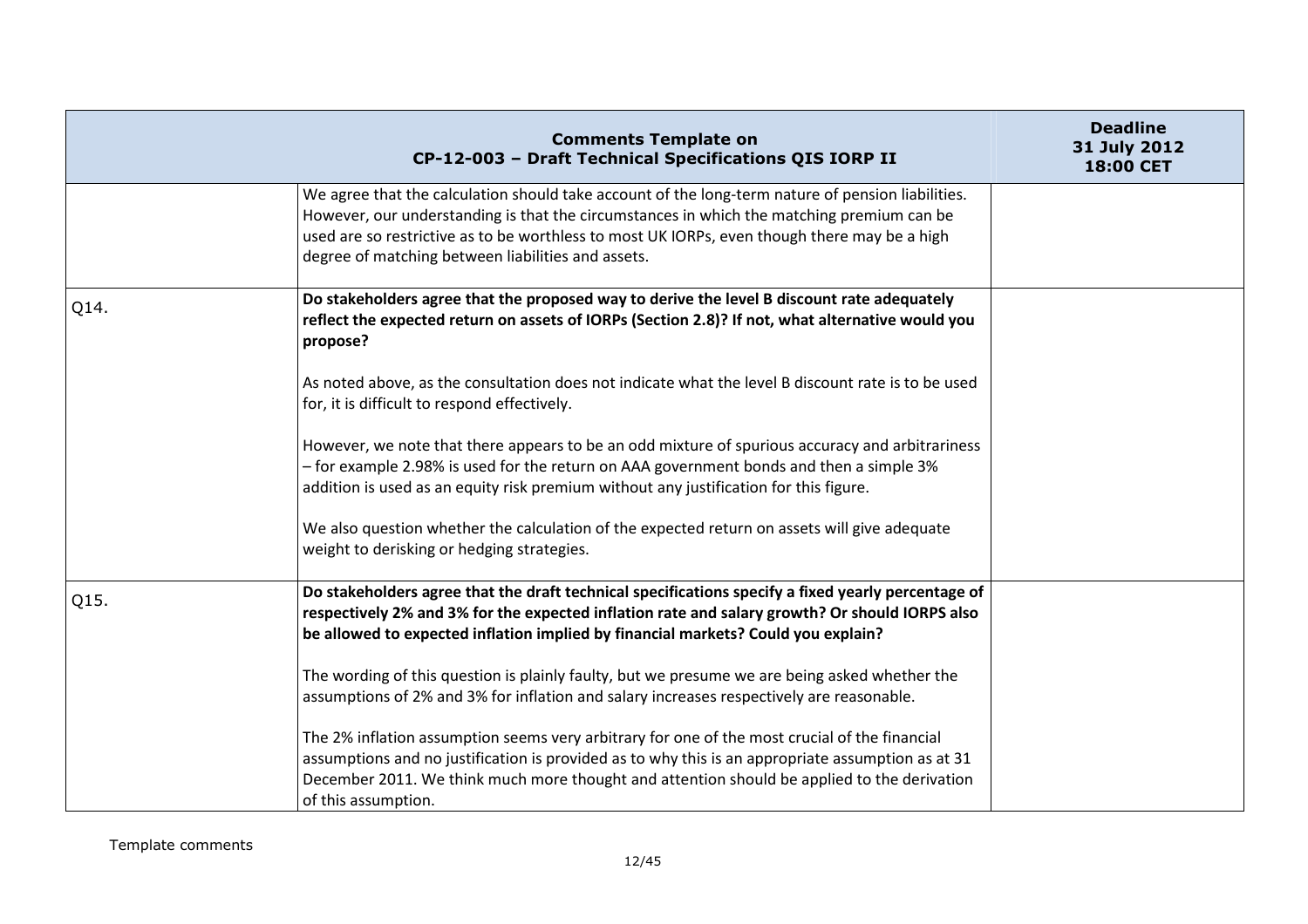| Comments Template on CP-12-003 – Draft Technical Specifications QIS IORP II | | Deadline 31 July 2012 18:00 CET |
|---|---|---|
| | We agree that the calculation should take account of the long-term nature of pension liabilities. However, our understanding is that the circumstances in which the matching premium can be used are so restrictive as to be worthless to most UK IORPs, even though there may be a high degree of matching between liabilities and assets. | |
| Q14. | **Do stakeholders agree that the proposed way to derive the level B discount rate adequately reflect the expected return on assets of IORPs (Section 2.8)? If not, what alternative would you propose?**<br><br>As noted above, as the consultation does not indicate what the level B discount rate is to be used for, it is difficult to respond effectively.<br><br>However, we note that there appears to be an odd mixture of spurious accuracy and arbitrariness – for example 2.98% is used for the return on AAA government bonds and then a simple 3% addition is used as an equity risk premium without any justification for this figure.<br><br>We also question whether the calculation of the expected return on assets will give adequate weight to derisking or hedging strategies. | |
| Q15. | **Do stakeholders agree that the draft technical specifications specify a fixed yearly percentage of respectively 2% and 3% for the expected inflation rate and salary growth? Or should IORPS also be allowed to expected inflation implied by financial markets? Could you explain?**<br><br>The wording of this question is plainly faulty, but we presume we are being asked whether the assumptions of 2% and 3% for inflation and salary increases respectively are reasonable.<br><br>The 2% inflation assumption seems very arbitrary for one of the most crucial of the financial assumptions and no justification is provided as to why this is an appropriate assumption as at 31 December 2011. We think much more thought and attention should be applied to the derivation of this assumption. | |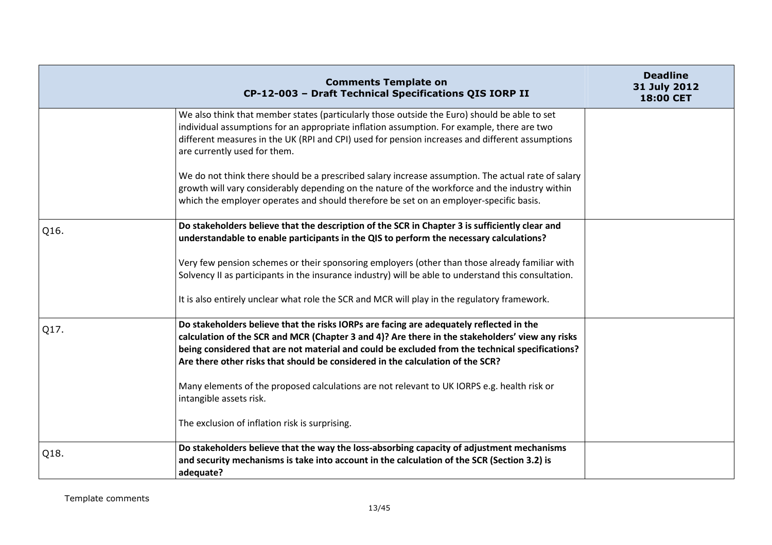| Comments Template on CP-12-003 – Draft Technical Specifications QIS IORP II | | Deadline 31 July 2012 18:00 CET |
|---|---|---|
| | We also think that member states (particularly those outside the Euro) should be able to set individual assumptions for an appropriate inflation assumption. For example, there are two different measures in the UK (RPI and CPI) used for pension increases and different assumptions are currently used for them.<br><br>We do not think there should be a prescribed salary increase assumption. The actual rate of salary growth will vary considerably depending on the nature of the workforce and the industry within which the employer operates and should therefore be set on an employer-specific basis. | |
| Q16. | **Do stakeholders believe that the description of the SCR in Chapter 3 is sufficiently clear and understandable to enable participants in the QIS to perform the necessary calculations?**<br><br>Very few pension schemes or their sponsoring employers (other than those already familiar with Solvency II as participants in the insurance industry) will be able to understand this consultation.<br><br>It is also entirely unclear what role the SCR and MCR will play in the regulatory framework. | |
| Q17. | **Do stakeholders believe that the risks IORPs are facing are adequately reflected in the calculation of the SCR and MCR (Chapter 3 and 4)? Are there in the stakeholders' view any risks being considered that are not material and could be excluded from the technical specifications? Are there other risks that should be considered in the calculation of the SCR?**<br><br>Many elements of the proposed calculations are not relevant to UK IORPS e.g. health risk or intangible assets risk.<br><br>The exclusion of inflation risk is surprising. | |
| Q18. | **Do stakeholders believe that the way the loss-absorbing capacity of adjustment mechanisms and security mechanisms is take into account in the calculation of the SCR (Section 3.2) is adequate?** | |

Template comments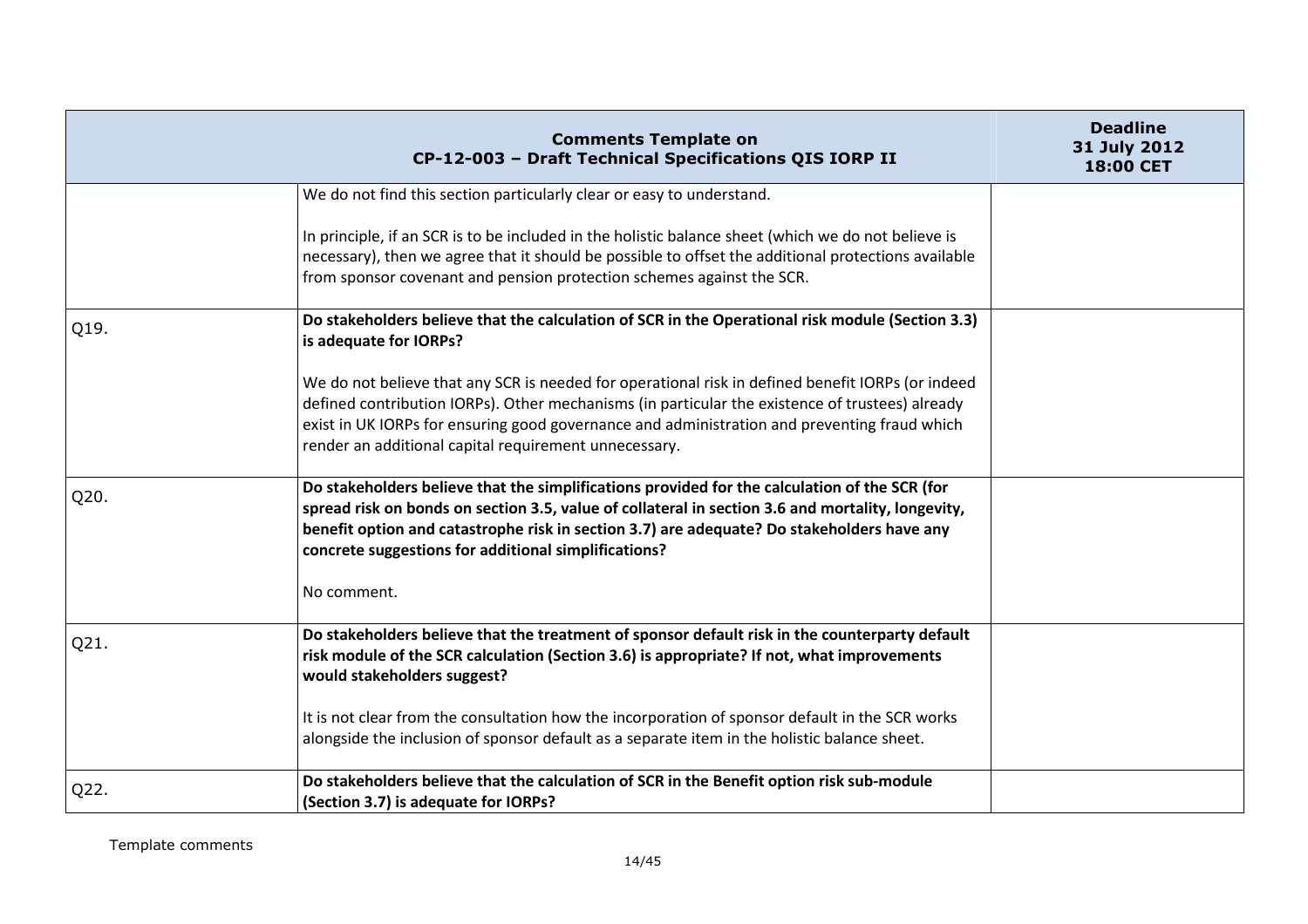| Comments Template on CP-12-003 – Draft Technical Specifications QIS IORP II | | Deadline 31 July 2012 18:00 CET |
|---|---|---|
| | We do not find this section particularly clear or easy to understand.<br><br>In principle, if an SCR is to be included in the holistic balance sheet (which we do not believe is necessary), then we agree that it should be possible to offset the additional protections available from sponsor covenant and pension protection schemes against the SCR. | |
| Q19. | **Do stakeholders believe that the calculation of SCR in the Operational risk module (Section 3.3) is adequate for IORPs?**<br><br>We do not believe that any SCR is needed for operational risk in defined benefit IORPs (or indeed defined contribution IORPs). Other mechanisms (in particular the existence of trustees) already exist in UK IORPs for ensuring good governance and administration and preventing fraud which render an additional capital requirement unnecessary. | |
| Q20. | **Do stakeholders believe that the simplifications provided for the calculation of the SCR (for spread risk on bonds on section 3.5, value of collateral in section 3.6 and mortality, longevity, benefit option and catastrophe risk in section 3.7) are adequate? Do stakeholders have any concrete suggestions for additional simplifications?**<br><br>No comment. | |
| Q21. | **Do stakeholders believe that the treatment of sponsor default risk in the counterparty default risk module of the SCR calculation (Section 3.6) is appropriate? If not, what improvements would stakeholders suggest?**<br><br>It is not clear from the consultation how the incorporation of sponsor default in the SCR works alongside the inclusion of sponsor default as a separate item in the holistic balance sheet. | |
| Q22. | **Do stakeholders believe that the calculation of SCR in the Benefit option risk sub-module (Section 3.7) is adequate for IORPs?** | |

Template comments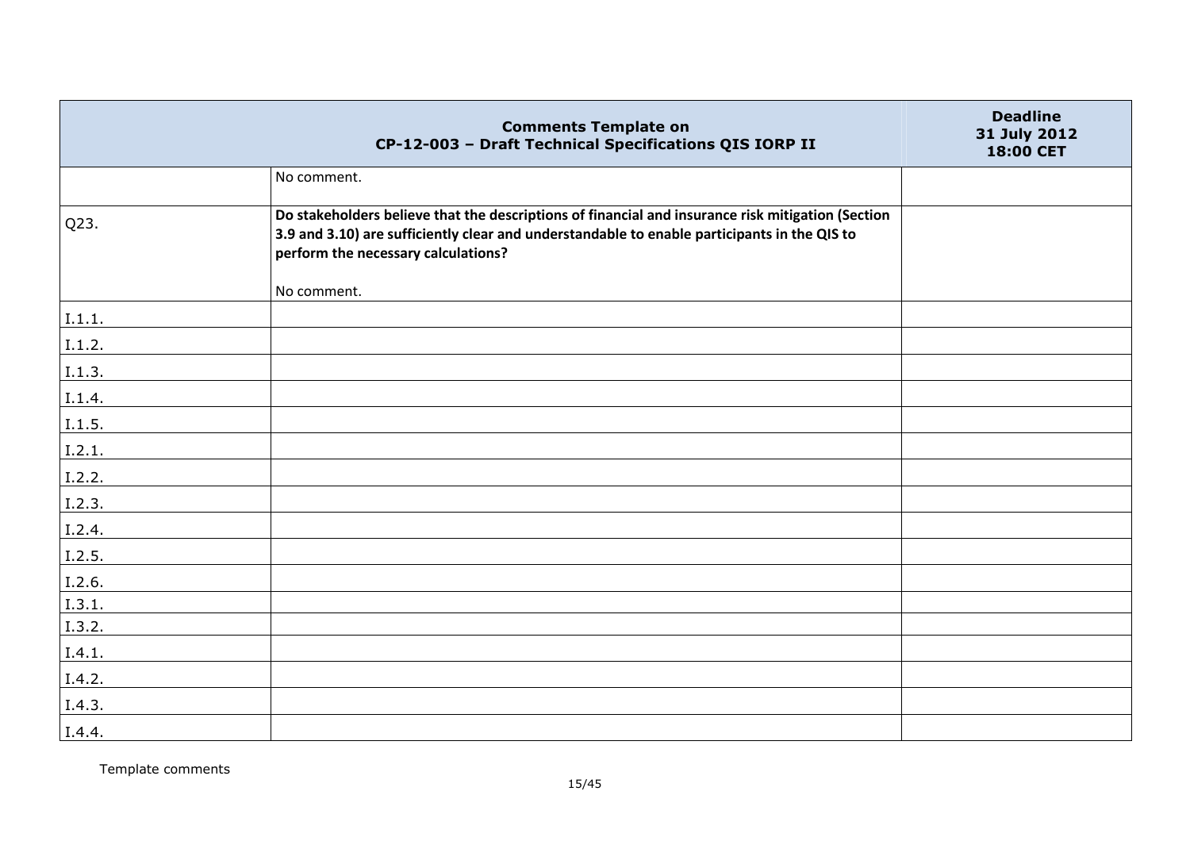| Comments Template on CP-12-003 – Draft Technical Specifications QIS IORP II | | Deadline 31 July 2012 18:00 CET |
|---|---|---|
| | No comment. | |
| Q23. | **Do stakeholders believe that the descriptions of financial and insurance risk mitigation (Section 3.9 and 3.10) are sufficiently clear and understandable to enable participants in the QIS to perform the necessary calculations?**<br><br>No comment. | |
| I.1.1. | | |
| I.1.2. | | |
| I.1.3. | | |
| I.1.4. | | |
| I.1.5. | | |
| I.2.1. | | |
| I.2.2. | | |
| I.2.3. | | |
| I.2.4. | | |
| I.2.5. | | |
| I.2.6. | | |
| I.3.1. | | |
| I.3.2. | | |
| I.4.1. | | |
| I.4.2. | | |
| I.4.3. | | |
| I.4.4. | | |

Template comments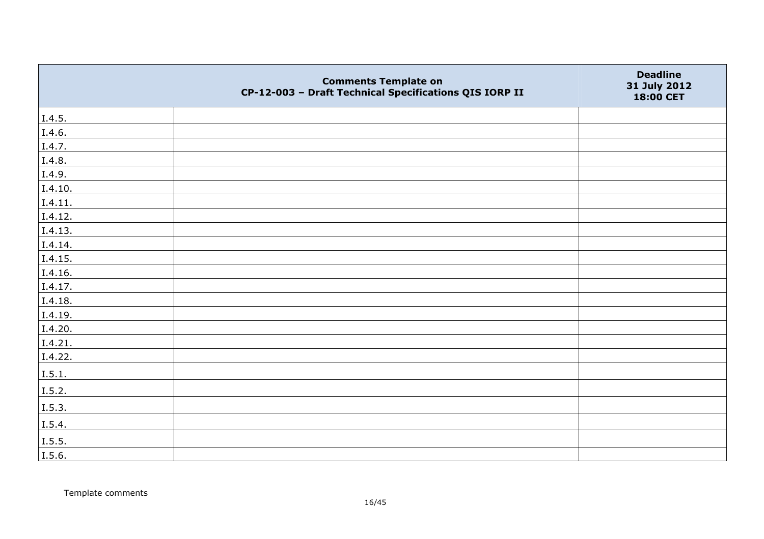|  | Comments Template on CP-12-003 – Draft Technical Specifications QIS IORP II | Deadline 31 July 2012 18:00 CET |
|---|---|---|
| I.4.5. |  |  |
| I.4.6. |  |  |
| I.4.7. |  |  |
| I.4.8. |  |  |
| I.4.9. |  |  |
| I.4.10. |  |  |
| I.4.11. |  |  |
| I.4.12. |  |  |
| I.4.13. |  |  |
| I.4.14. |  |  |
| I.4.15. |  |  |
| I.4.16. |  |  |
| I.4.17. |  |  |
| I.4.18. |  |  |
| I.4.19. |  |  |
| I.4.20. |  |  |
| I.4.21. |  |  |
| I.4.22. |  |  |
| I.5.1. |  |  |
| I.5.2. |  |  |
| I.5.3. |  |  |
| I.5.4. |  |  |
| I.5.5. |  |  |
| I.5.6. |  |  |

Template comments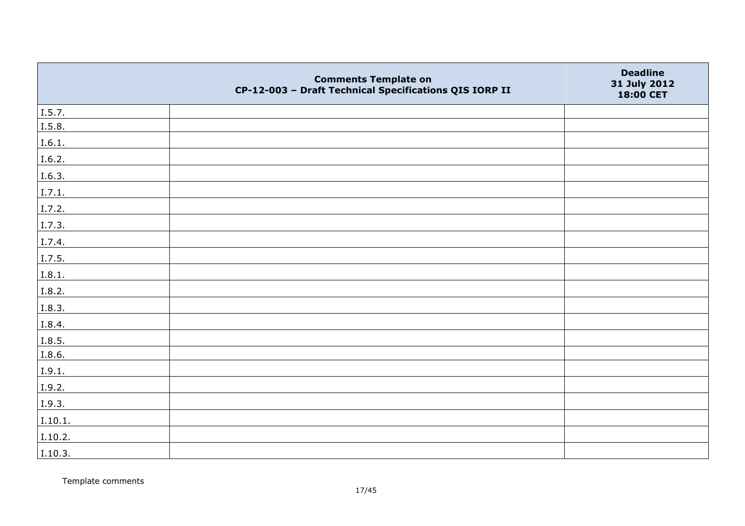| | Comments Template on CP-12-003 – Draft Technical Specifications QIS IORP II | Deadline 31 July 2012 18:00 CET |
|---|---|---|
| I.5.7. | | |
| I.5.8. | | |
| I.6.1. | | |
| I.6.2. | | |
| I.6.3. | | |
| I.7.1. | | |
| I.7.2. | | |
| I.7.3. | | |
| I.7.4. | | |
| I.7.5. | | |
| I.8.1. | | |
| I.8.2. | | |
| I.8.3. | | |
| I.8.4. | | |
| I.8.5. | | |
| I.8.6. | | |
| I.9.1. | | |
| I.9.2. | | |
| I.9.3. | | |
| I.10.1. | | |
| I.10.2. | | |
| I.10.3. | | |

Template comments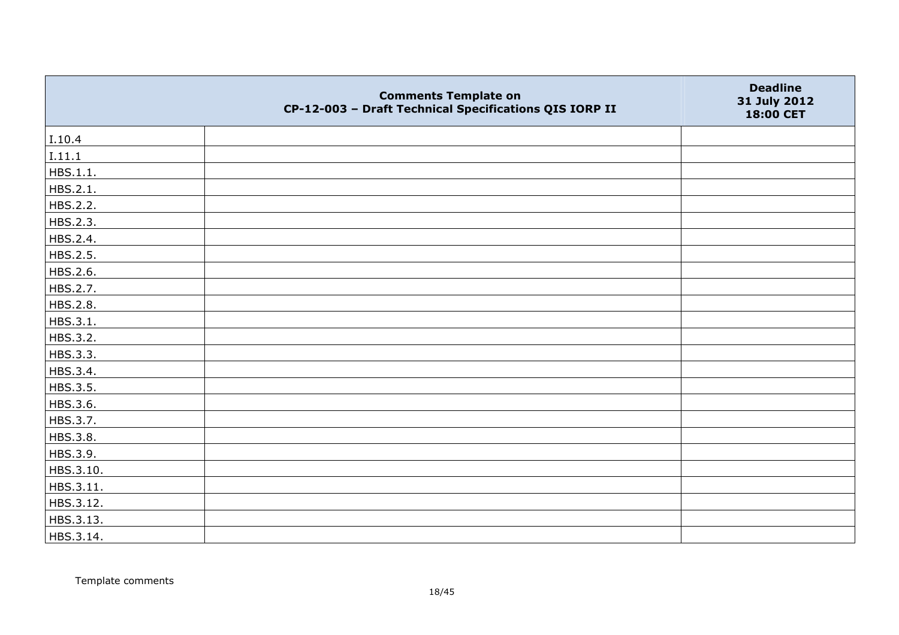| | Comments Template on CP-12-003 – Draft Technical Specifications QIS IORP II | Deadline 31 July 2012 18:00 CET |
|---|---|---|
| I.10.4 | | |
| I.11.1 | | |
| HBS.1.1. | | |
| HBS.2.1. | | |
| HBS.2.2. | | |
| HBS.2.3. | | |
| HBS.2.4. | | |
| HBS.2.5. | | |
| HBS.2.6. | | |
| HBS.2.7. | | |
| HBS.2.8. | | |
| HBS.3.1. | | |
| HBS.3.2. | | |
| HBS.3.3. | | |
| HBS.3.4. | | |
| HBS.3.5. | | |
| HBS.3.6. | | |
| HBS.3.7. | | |
| HBS.3.8. | | |
| HBS.3.9. | | |
| HBS.3.10. | | |
| HBS.3.11. | | |
| HBS.3.12. | | |
| HBS.3.13. | | |
| HBS.3.14. | | |

Template comments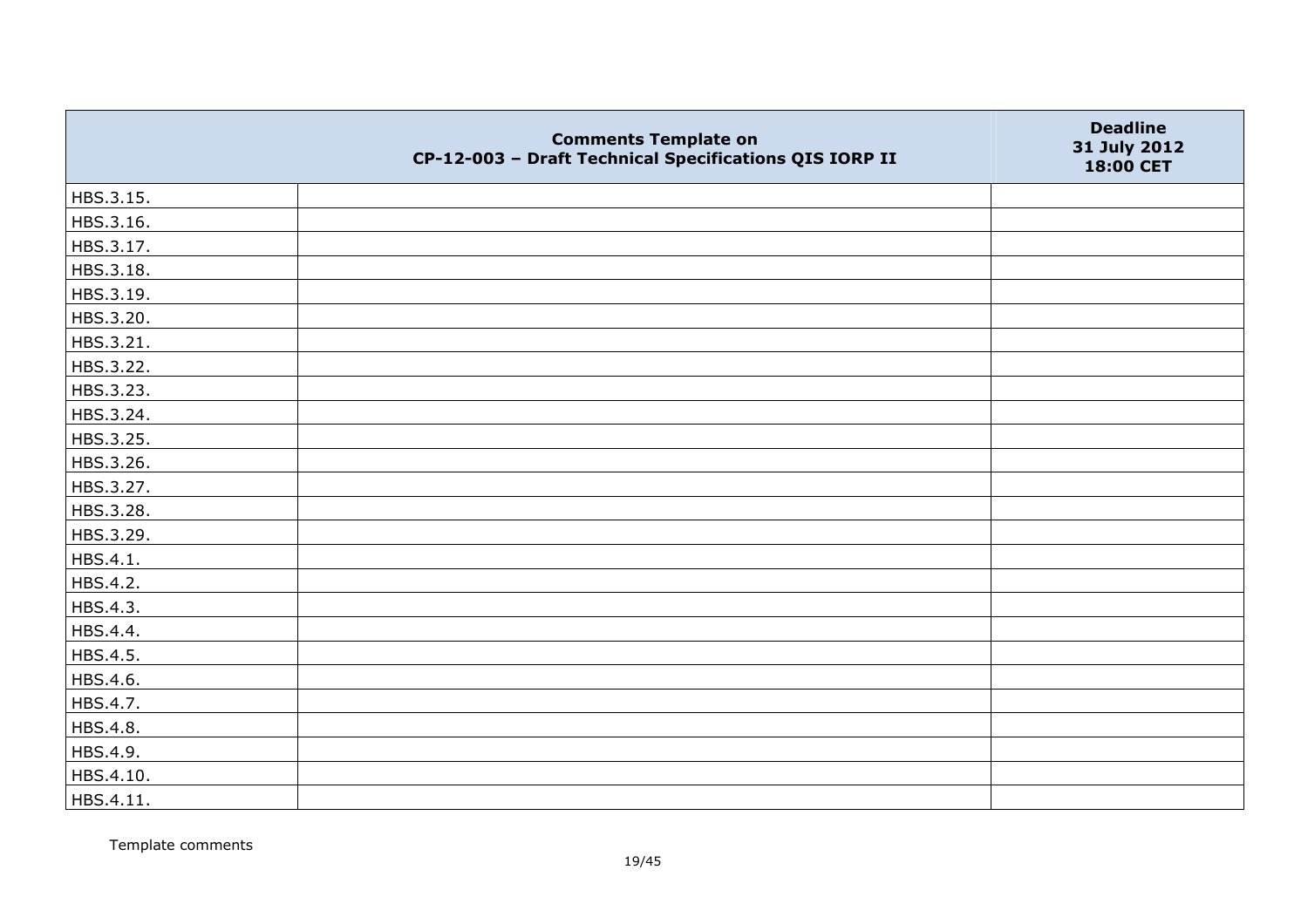| | Comments Template on CP-12-003 – Draft Technical Specifications QIS IORP II | Deadline 31 July 2012 18:00 CET |
|---|---|---|
| HBS.3.15. | | |
| HBS.3.16. | | |
| HBS.3.17. | | |
| HBS.3.18. | | |
| HBS.3.19. | | |
| HBS.3.20. | | |
| HBS.3.21. | | |
| HBS.3.22. | | |
| HBS.3.23. | | |
| HBS.3.24. | | |
| HBS.3.25. | | |
| HBS.3.26. | | |
| HBS.3.27. | | |
| HBS.3.28. | | |
| HBS.3.29. | | |
| HBS.4.1. | | |
| HBS.4.2. | | |
| HBS.4.3. | | |
| HBS.4.4. | | |
| HBS.4.5. | | |
| HBS.4.6. | | |
| HBS.4.7. | | |
| HBS.4.8. | | |
| HBS.4.9. | | |
| HBS.4.10. | | |
| HBS.4.11. | | |

Template comments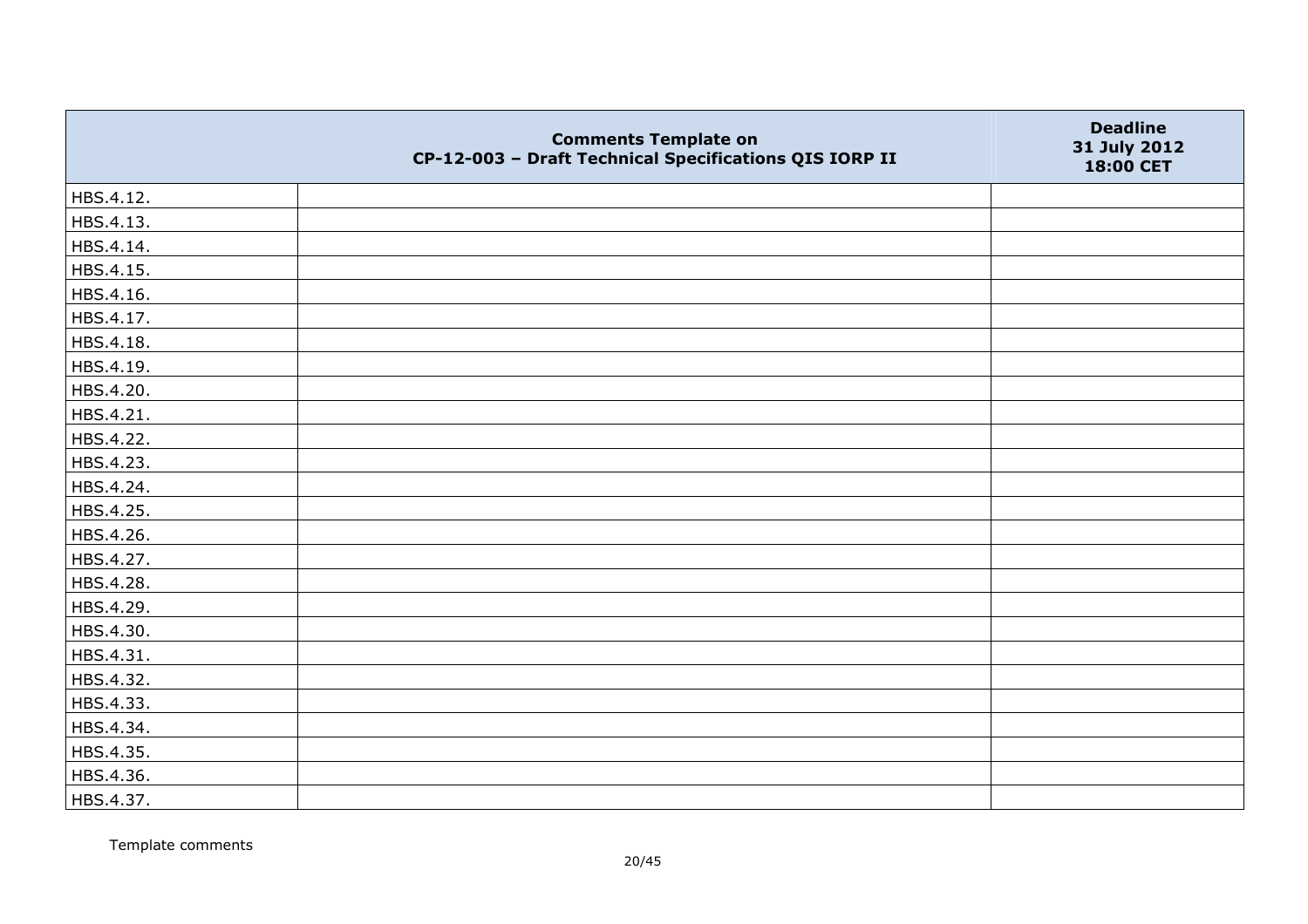| | Comments Template on CP-12-003 – Draft Technical Specifications QIS IORP II | Deadline 31 July 2012 18:00 CET |
|---|---|---|
| HBS.4.12. | | |
| HBS.4.13. | | |
| HBS.4.14. | | |
| HBS.4.15. | | |
| HBS.4.16. | | |
| HBS.4.17. | | |
| HBS.4.18. | | |
| HBS.4.19. | | |
| HBS.4.20. | | |
| HBS.4.21. | | |
| HBS.4.22. | | |
| HBS.4.23. | | |
| HBS.4.24. | | |
| HBS.4.25. | | |
| HBS.4.26. | | |
| HBS.4.27. | | |
| HBS.4.28. | | |
| HBS.4.29. | | |
| HBS.4.30. | | |
| HBS.4.31. | | |
| HBS.4.32. | | |
| HBS.4.33. | | |
| HBS.4.34. | | |
| HBS.4.35. | | |
| HBS.4.36. | | |
| HBS.4.37. | | |

Template comments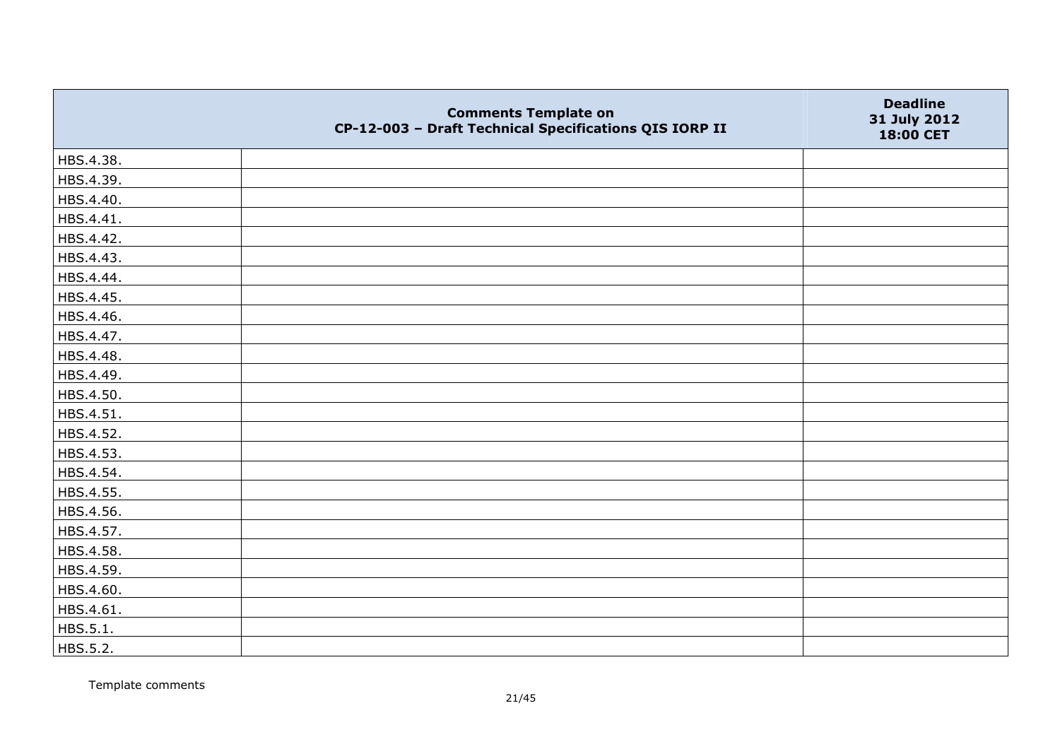| | Comments Template on CP-12-003 – Draft Technical Specifications QIS IORP II | Deadline 31 July 2012 18:00 CET |
|---|---|---|
| HBS.4.38. | | |
| HBS.4.39. | | |
| HBS.4.40. | | |
| HBS.4.41. | | |
| HBS.4.42. | | |
| HBS.4.43. | | |
| HBS.4.44. | | |
| HBS.4.45. | | |
| HBS.4.46. | | |
| HBS.4.47. | | |
| HBS.4.48. | | |
| HBS.4.49. | | |
| HBS.4.50. | | |
| HBS.4.51. | | |
| HBS.4.52. | | |
| HBS.4.53. | | |
| HBS.4.54. | | |
| HBS.4.55. | | |
| HBS.4.56. | | |
| HBS.4.57. | | |
| HBS.4.58. | | |
| HBS.4.59. | | |
| HBS.4.60. | | |
| HBS.4.61. | | |
| HBS.5.1. | | |
| HBS.5.2. | | |

Template comments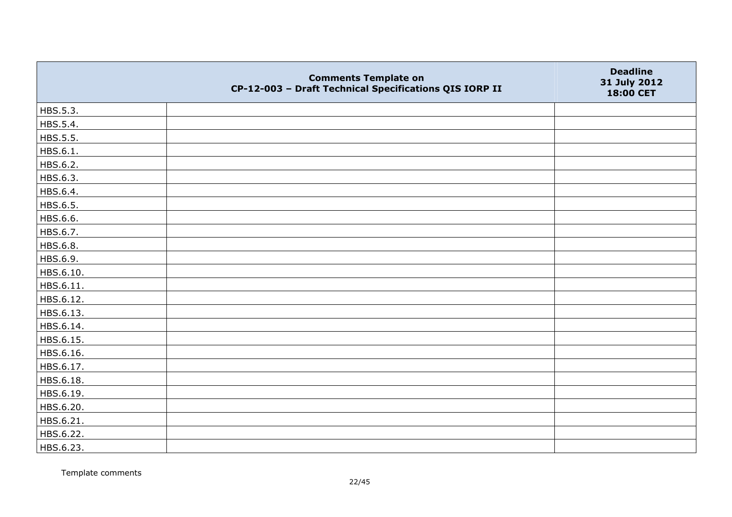| | Comments Template on CP-12-003 – Draft Technical Specifications QIS IORP II | Deadline 31 July 2012 18:00 CET |
|---|---|---|
| HBS.5.3. | | |
| HBS.5.4. | | |
| HBS.5.5. | | |
| HBS.6.1. | | |
| HBS.6.2. | | |
| HBS.6.3. | | |
| HBS.6.4. | | |
| HBS.6.5. | | |
| HBS.6.6. | | |
| HBS.6.7. | | |
| HBS.6.8. | | |
| HBS.6.9. | | |
| HBS.6.10. | | |
| HBS.6.11. | | |
| HBS.6.12. | | |
| HBS.6.13. | | |
| HBS.6.14. | | |
| HBS.6.15. | | |
| HBS.6.16. | | |
| HBS.6.17. | | |
| HBS.6.18. | | |
| HBS.6.19. | | |
| HBS.6.20. | | |
| HBS.6.21. | | |
| HBS.6.22. | | |
| HBS.6.23. | | |

Template comments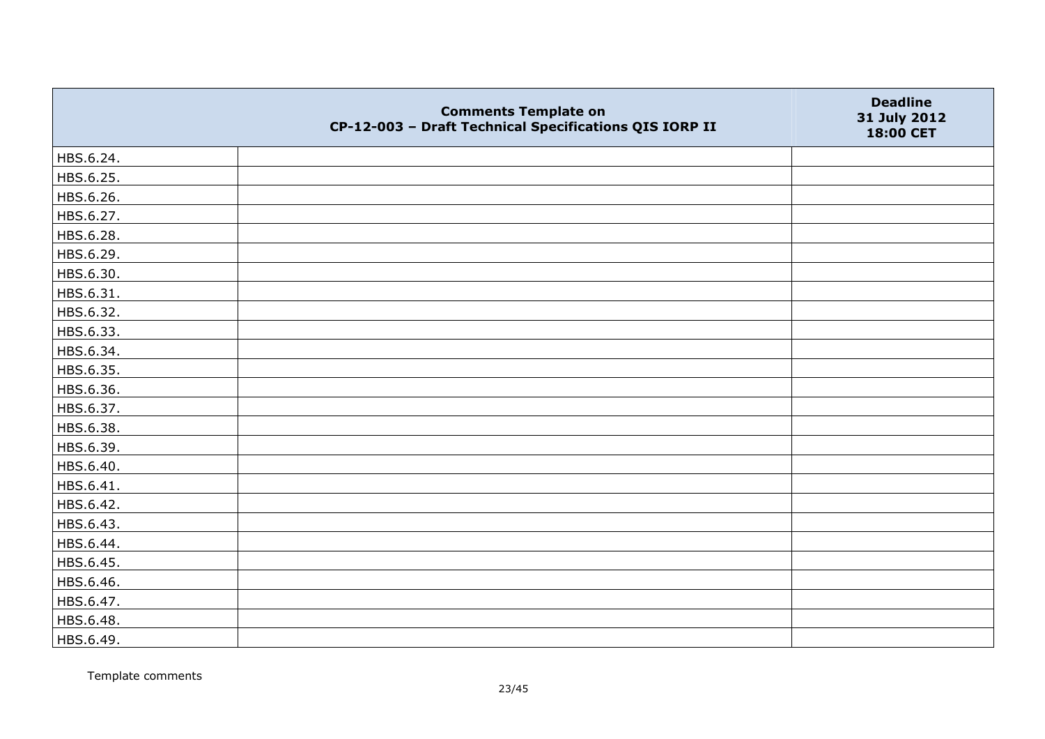|  | Comments Template on CP-12-003 – Draft Technical Specifications QIS IORP II | Deadline 31 July 2012 18:00 CET |
|---|---|---|
| HBS.6.24. | | |
| HBS.6.25. | | |
| HBS.6.26. | | |
| HBS.6.27. | | |
| HBS.6.28. | | |
| HBS.6.29. | | |
| HBS.6.30. | | |
| HBS.6.31. | | |
| HBS.6.32. | | |
| HBS.6.33. | | |
| HBS.6.34. | | |
| HBS.6.35. | | |
| HBS.6.36. | | |
| HBS.6.37. | | |
| HBS.6.38. | | |
| HBS.6.39. | | |
| HBS.6.40. | | |
| HBS.6.41. | | |
| HBS.6.42. | | |
| HBS.6.43. | | |
| HBS.6.44. | | |
| HBS.6.45. | | |
| HBS.6.46. | | |
| HBS.6.47. | | |
| HBS.6.48. | | |
| HBS.6.49. | | |

Template comments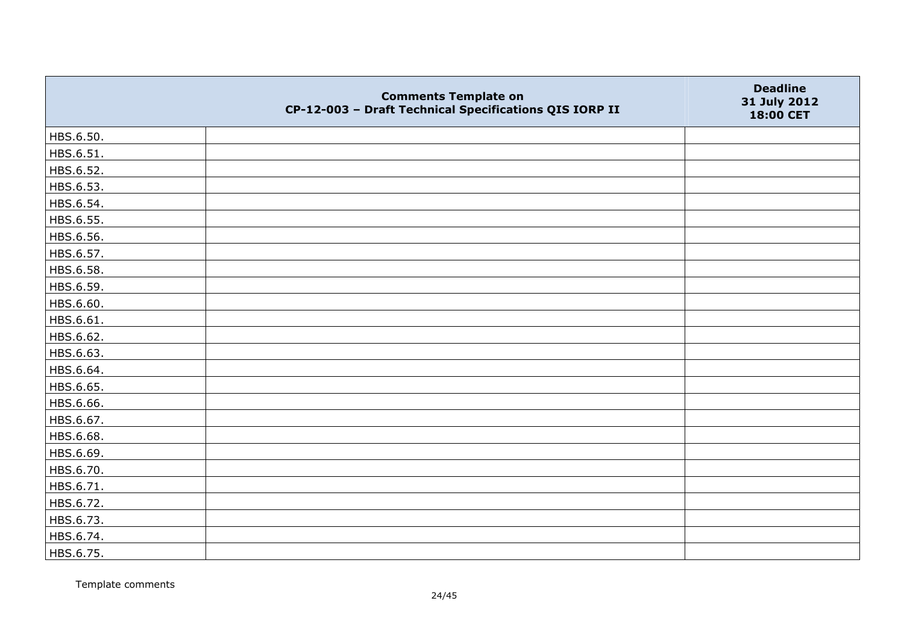| | Comments Template on CP-12-003 – Draft Technical Specifications QIS IORP II | Deadline 31 July 2012 18:00 CET |
|---|---|---|
| HBS.6.50. | | |
| HBS.6.51. | | |
| HBS.6.52. | | |
| HBS.6.53. | | |
| HBS.6.54. | | |
| HBS.6.55. | | |
| HBS.6.56. | | |
| HBS.6.57. | | |
| HBS.6.58. | | |
| HBS.6.59. | | |
| HBS.6.60. | | |
| HBS.6.61. | | |
| HBS.6.62. | | |
| HBS.6.63. | | |
| HBS.6.64. | | |
| HBS.6.65. | | |
| HBS.6.66. | | |
| HBS.6.67. | | |
| HBS.6.68. | | |
| HBS.6.69. | | |
| HBS.6.70. | | |
| HBS.6.71. | | |
| HBS.6.72. | | |
| HBS.6.73. | | |
| HBS.6.74. | | |
| HBS.6.75. | | |

Template comments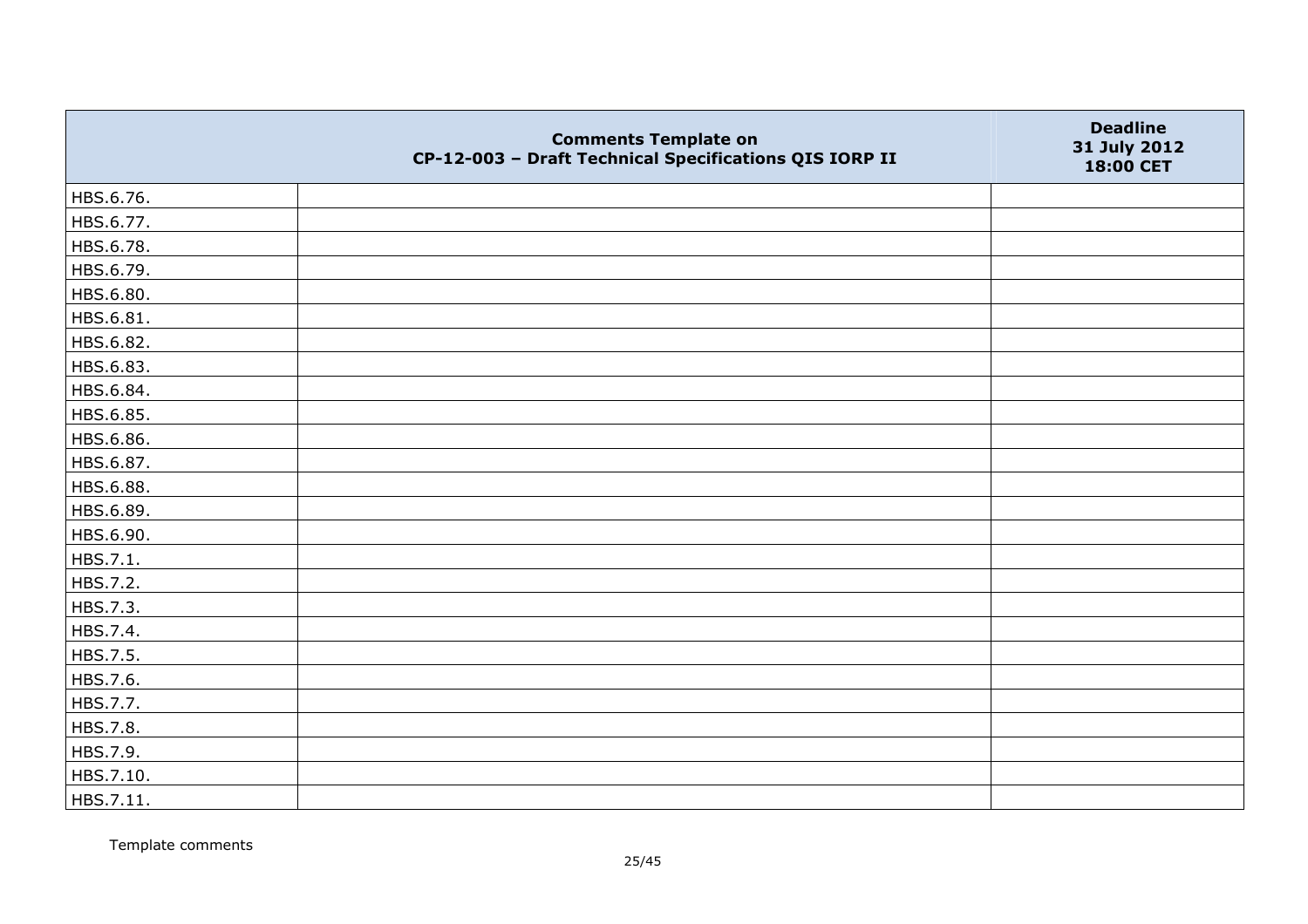| | Comments Template on CP-12-003 – Draft Technical Specifications QIS IORP II | Deadline 31 July 2012 18:00 CET |
|---|---|---|
| HBS.6.76. | | |
| HBS.6.77. | | |
| HBS.6.78. | | |
| HBS.6.79. | | |
| HBS.6.80. | | |
| HBS.6.81. | | |
| HBS.6.82. | | |
| HBS.6.83. | | |
| HBS.6.84. | | |
| HBS.6.85. | | |
| HBS.6.86. | | |
| HBS.6.87. | | |
| HBS.6.88. | | |
| HBS.6.89. | | |
| HBS.6.90. | | |
| HBS.7.1. | | |
| HBS.7.2. | | |
| HBS.7.3. | | |
| HBS.7.4. | | |
| HBS.7.5. | | |
| HBS.7.6. | | |
| HBS.7.7. | | |
| HBS.7.8. | | |
| HBS.7.9. | | |
| HBS.7.10. | | |
| HBS.7.11. | | |

Template comments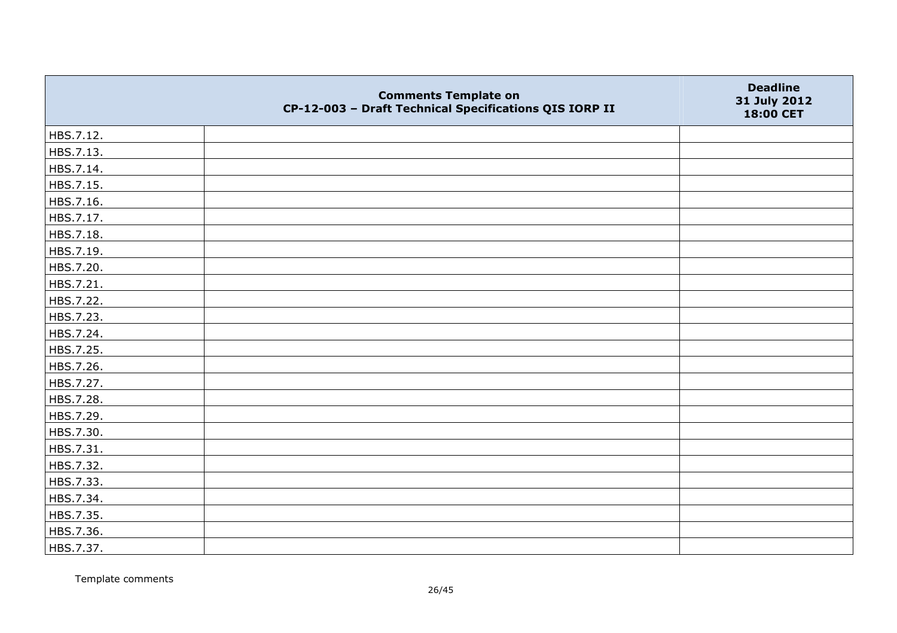| | Comments Template on CP-12-003 – Draft Technical Specifications QIS IORP II | Deadline 31 July 2012 18:00 CET |
|---|---|---|
| HBS.7.12. | | |
| HBS.7.13. | | |
| HBS.7.14. | | |
| HBS.7.15. | | |
| HBS.7.16. | | |
| HBS.7.17. | | |
| HBS.7.18. | | |
| HBS.7.19. | | |
| HBS.7.20. | | |
| HBS.7.21. | | |
| HBS.7.22. | | |
| HBS.7.23. | | |
| HBS.7.24. | | |
| HBS.7.25. | | |
| HBS.7.26. | | |
| HBS.7.27. | | |
| HBS.7.28. | | |
| HBS.7.29. | | |
| HBS.7.30. | | |
| HBS.7.31. | | |
| HBS.7.32. | | |
| HBS.7.33. | | |
| HBS.7.34. | | |
| HBS.7.35. | | |
| HBS.7.36. | | |
| HBS.7.37. | | |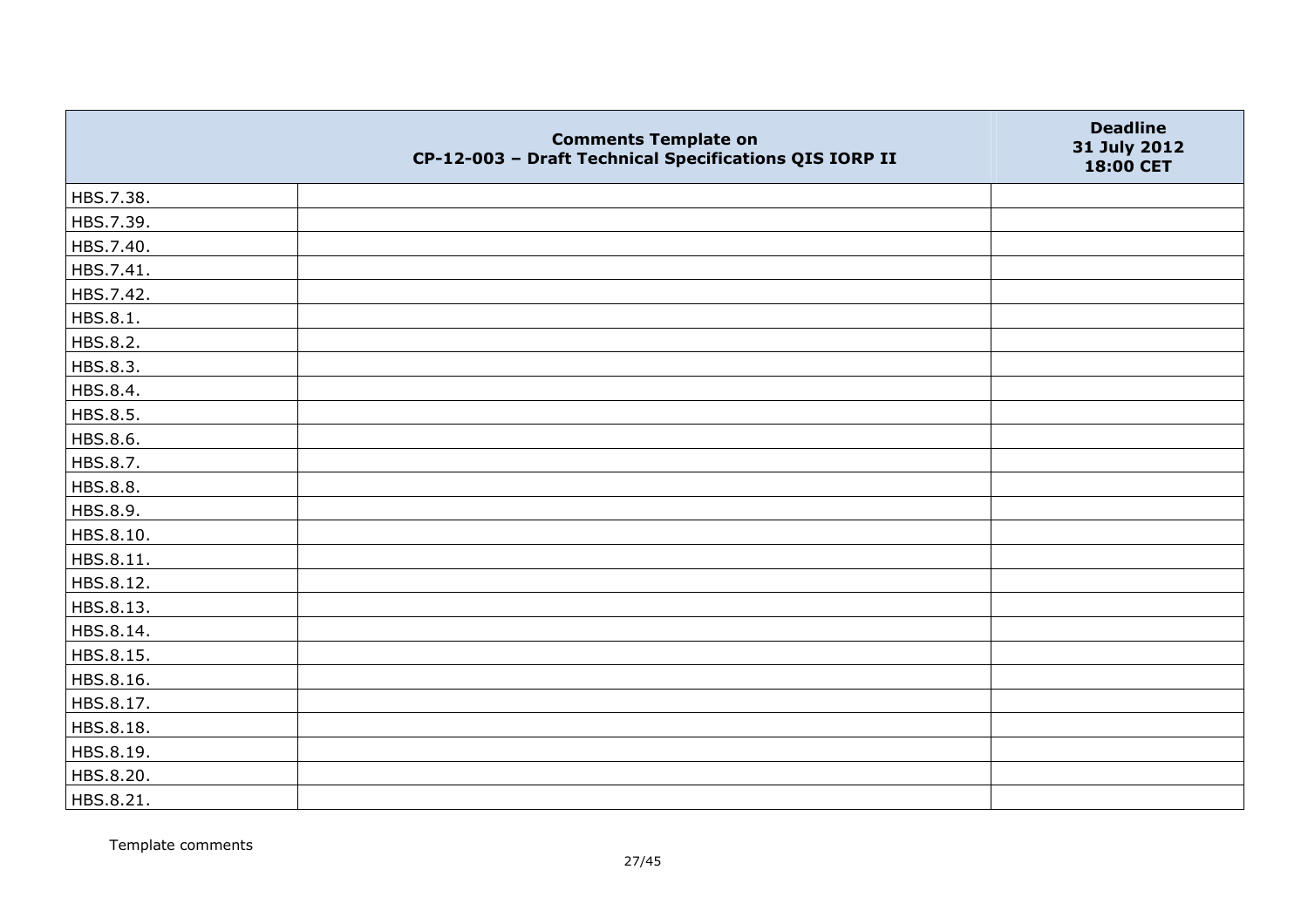| | Comments Template on CP-12-003 – Draft Technical Specifications QIS IORP II | Deadline 31 July 2012 18:00 CET |
|---|---|---|
| HBS.7.38. | | |
| HBS.7.39. | | |
| HBS.7.40. | | |
| HBS.7.41. | | |
| HBS.7.42. | | |
| HBS.8.1. | | |
| HBS.8.2. | | |
| HBS.8.3. | | |
| HBS.8.4. | | |
| HBS.8.5. | | |
| HBS.8.6. | | |
| HBS.8.7. | | |
| HBS.8.8. | | |
| HBS.8.9. | | |
| HBS.8.10. | | |
| HBS.8.11. | | |
| HBS.8.12. | | |
| HBS.8.13. | | |
| HBS.8.14. | | |
| HBS.8.15. | | |
| HBS.8.16. | | |
| HBS.8.17. | | |
| HBS.8.18. | | |
| HBS.8.19. | | |
| HBS.8.20. | | |
| HBS.8.21. | | |

Template comments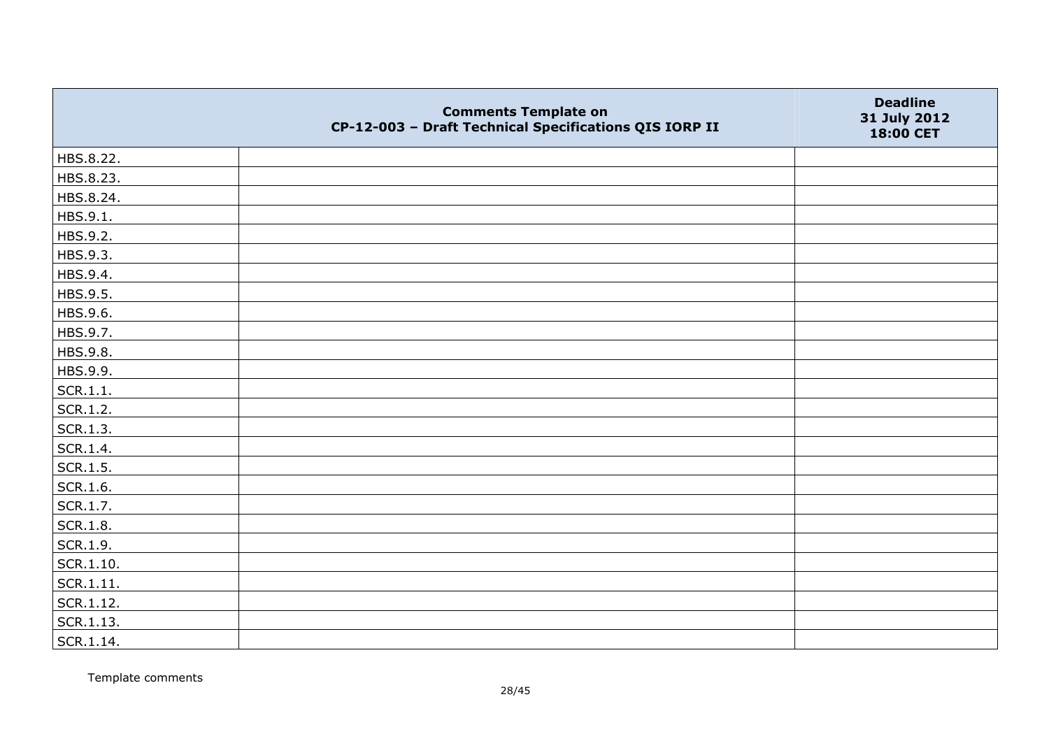| | Comments Template on CP-12-003 – Draft Technical Specifications QIS IORP II | Deadline 31 July 2012 18:00 CET |
|---|---|---|
| HBS.8.22. | | |
| HBS.8.23. | | |
| HBS.8.24. | | |
| HBS.9.1. | | |
| HBS.9.2. | | |
| HBS.9.3. | | |
| HBS.9.4. | | |
| HBS.9.5. | | |
| HBS.9.6. | | |
| HBS.9.7. | | |
| HBS.9.8. | | |
| HBS.9.9. | | |
| SCR.1.1. | | |
| SCR.1.2. | | |
| SCR.1.3. | | |
| SCR.1.4. | | |
| SCR.1.5. | | |
| SCR.1.6. | | |
| SCR.1.7. | | |
| SCR.1.8. | | |
| SCR.1.9. | | |
| SCR.1.10. | | |
| SCR.1.11. | | |
| SCR.1.12. | | |
| SCR.1.13. | | |
| SCR.1.14. | | |

Template comments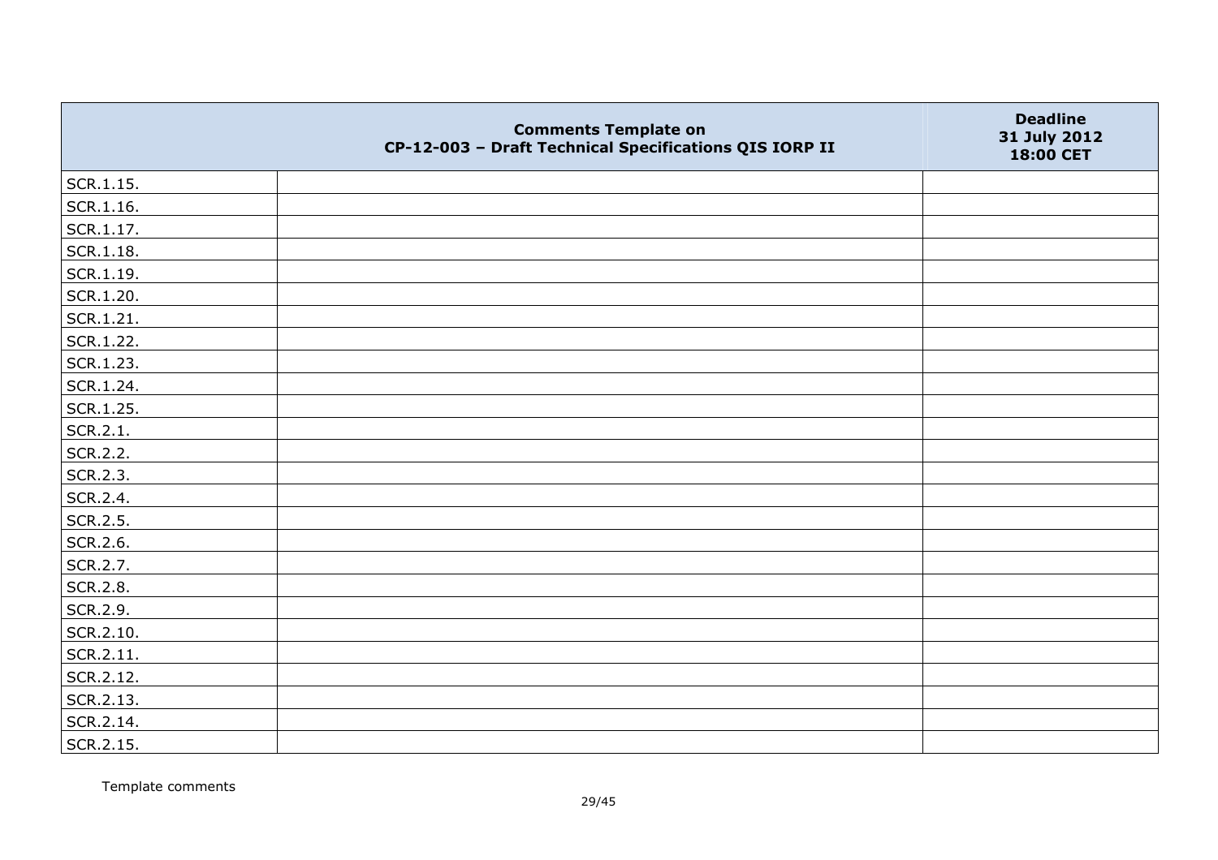| | Comments Template on CP-12-003 – Draft Technical Specifications QIS IORP II | Deadline 31 July 2012 18:00 CET |
|---|---|---|
| SCR.1.15. | | |
| SCR.1.16. | | |
| SCR.1.17. | | |
| SCR.1.18. | | |
| SCR.1.19. | | |
| SCR.1.20. | | |
| SCR.1.21. | | |
| SCR.1.22. | | |
| SCR.1.23. | | |
| SCR.1.24. | | |
| SCR.1.25. | | |
| SCR.2.1. | | |
| SCR.2.2. | | |
| SCR.2.3. | | |
| SCR.2.4. | | |
| SCR.2.5. | | |
| SCR.2.6. | | |
| SCR.2.7. | | |
| SCR.2.8. | | |
| SCR.2.9. | | |
| SCR.2.10. | | |
| SCR.2.11. | | |
| SCR.2.12. | | |
| SCR.2.13. | | |
| SCR.2.14. | | |
| SCR.2.15. | | |

Template comments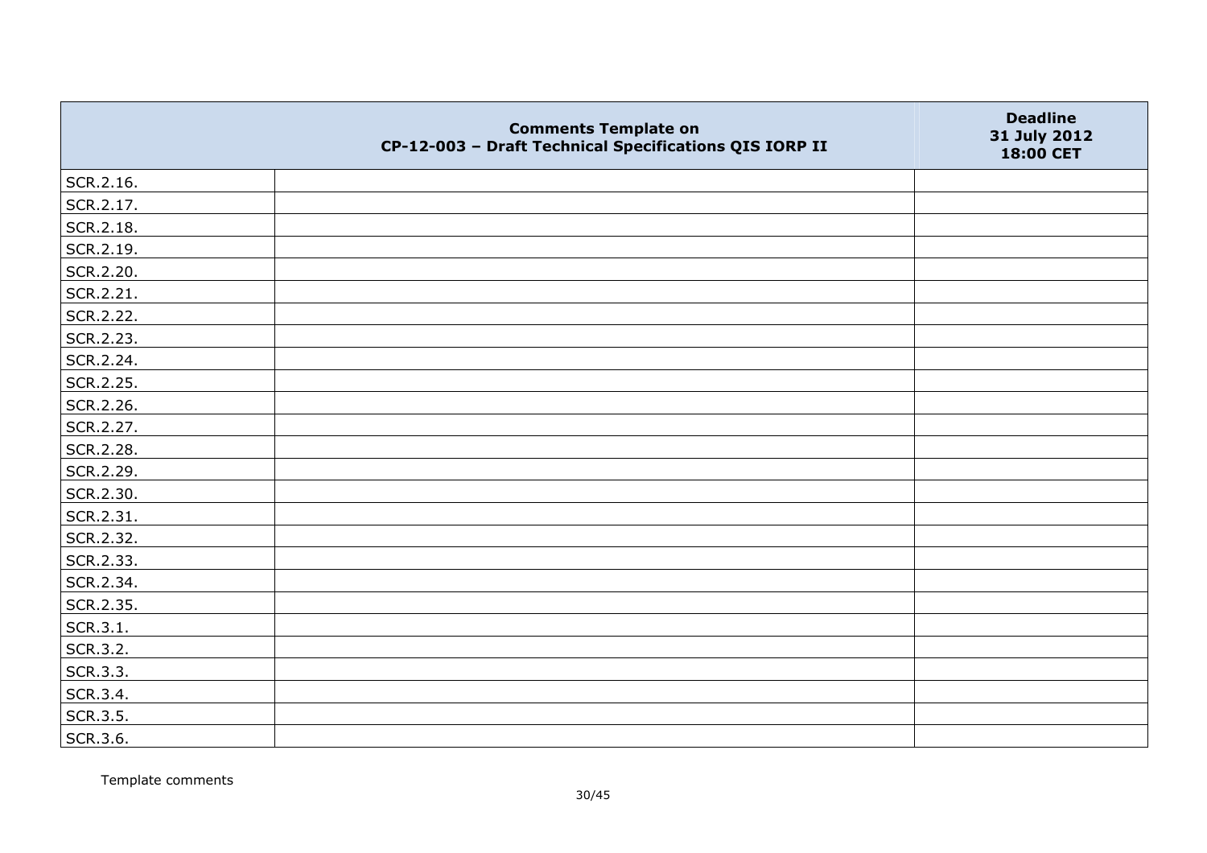| | Comments Template on CP-12-003 – Draft Technical Specifications QIS IORP II | Deadline 31 July 2012 18:00 CET |
|---|---|---|
| SCR.2.16. | | |
| SCR.2.17. | | |
| SCR.2.18. | | |
| SCR.2.19. | | |
| SCR.2.20. | | |
| SCR.2.21. | | |
| SCR.2.22. | | |
| SCR.2.23. | | |
| SCR.2.24. | | |
| SCR.2.25. | | |
| SCR.2.26. | | |
| SCR.2.27. | | |
| SCR.2.28. | | |
| SCR.2.29. | | |
| SCR.2.30. | | |
| SCR.2.31. | | |
| SCR.2.32. | | |
| SCR.2.33. | | |
| SCR.2.34. | | |
| SCR.2.35. | | |
| SCR.3.1. | | |
| SCR.3.2. | | |
| SCR.3.3. | | |
| SCR.3.4. | | |
| SCR.3.5. | | |
| SCR.3.6. | | |

Template comments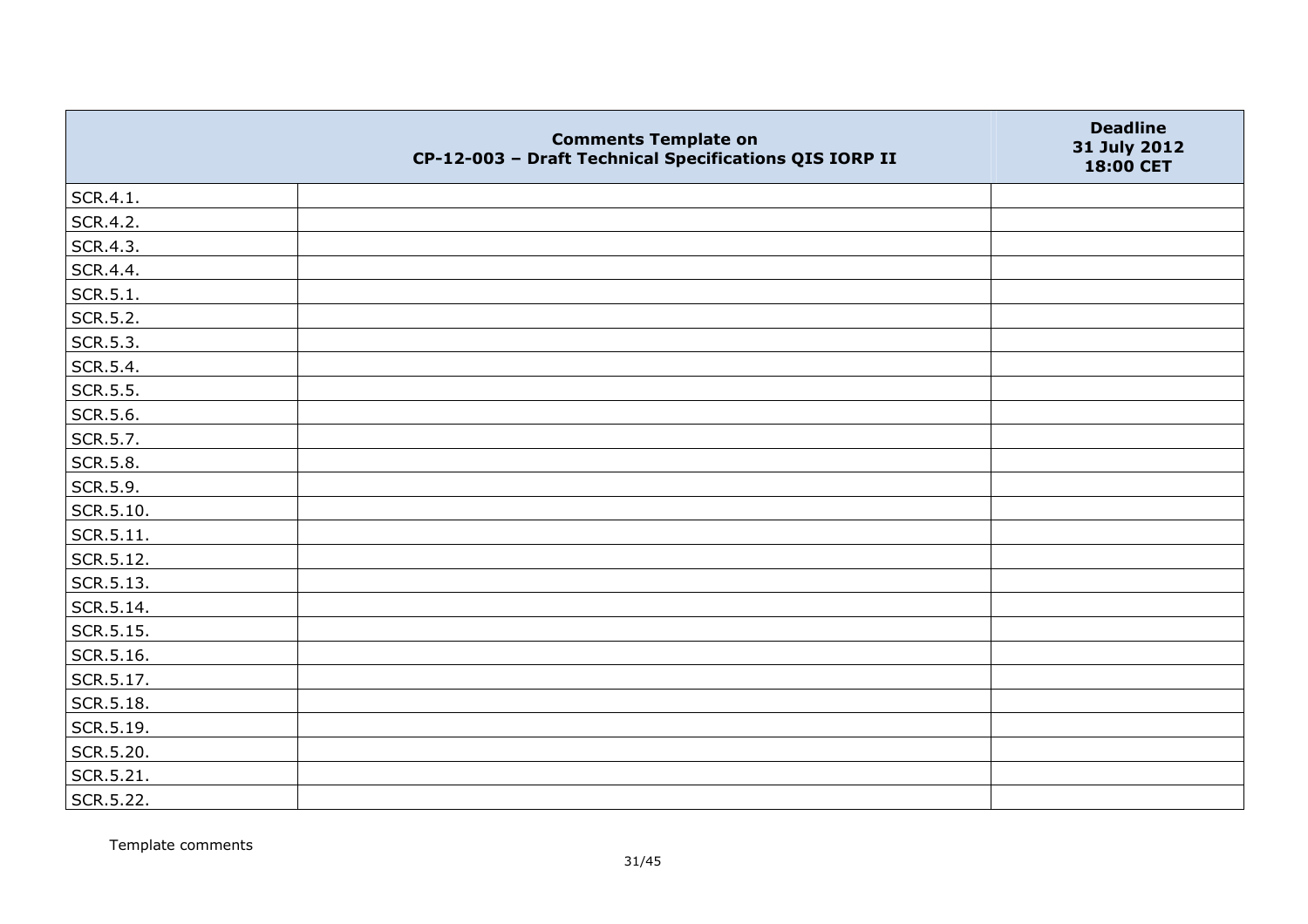| | Comments Template on CP-12-003 – Draft Technical Specifications QIS IORP II | Deadline 31 July 2012 18:00 CET |
|---|---|---|
| SCR.4.1. | | |
| SCR.4.2. | | |
| SCR.4.3. | | |
| SCR.4.4. | | |
| SCR.5.1. | | |
| SCR.5.2. | | |
| SCR.5.3. | | |
| SCR.5.4. | | |
| SCR.5.5. | | |
| SCR.5.6. | | |
| SCR.5.7. | | |
| SCR.5.8. | | |
| SCR.5.9. | | |
| SCR.5.10. | | |
| SCR.5.11. | | |
| SCR.5.12. | | |
| SCR.5.13. | | |
| SCR.5.14. | | |
| SCR.5.15. | | |
| SCR.5.16. | | |
| SCR.5.17. | | |
| SCR.5.18. | | |
| SCR.5.19. | | |
| SCR.5.20. | | |
| SCR.5.21. | | |
| SCR.5.22. | | |

Template comments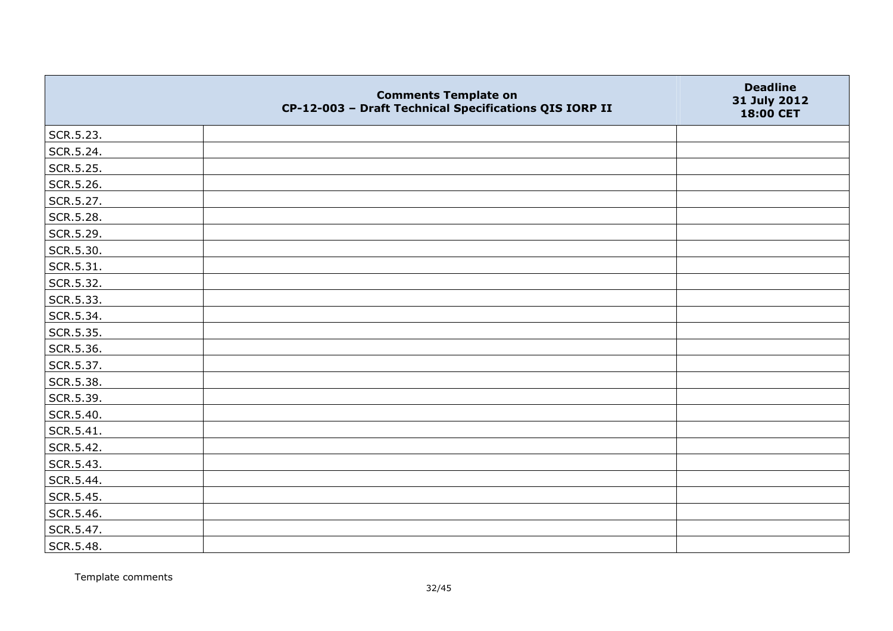| | Comments Template on CP-12-003 – Draft Technical Specifications QIS IORP II | Deadline 31 July 2012 18:00 CET |
|---|---|---|
| SCR.5.23. | | |
| SCR.5.24. | | |
| SCR.5.25. | | |
| SCR.5.26. | | |
| SCR.5.27. | | |
| SCR.5.28. | | |
| SCR.5.29. | | |
| SCR.5.30. | | |
| SCR.5.31. | | |
| SCR.5.32. | | |
| SCR.5.33. | | |
| SCR.5.34. | | |
| SCR.5.35. | | |
| SCR.5.36. | | |
| SCR.5.37. | | |
| SCR.5.38. | | |
| SCR.5.39. | | |
| SCR.5.40. | | |
| SCR.5.41. | | |
| SCR.5.42. | | |
| SCR.5.43. | | |
| SCR.5.44. | | |
| SCR.5.45. | | |
| SCR.5.46. | | |
| SCR.5.47. | | |
| SCR.5.48. | | |

Template comments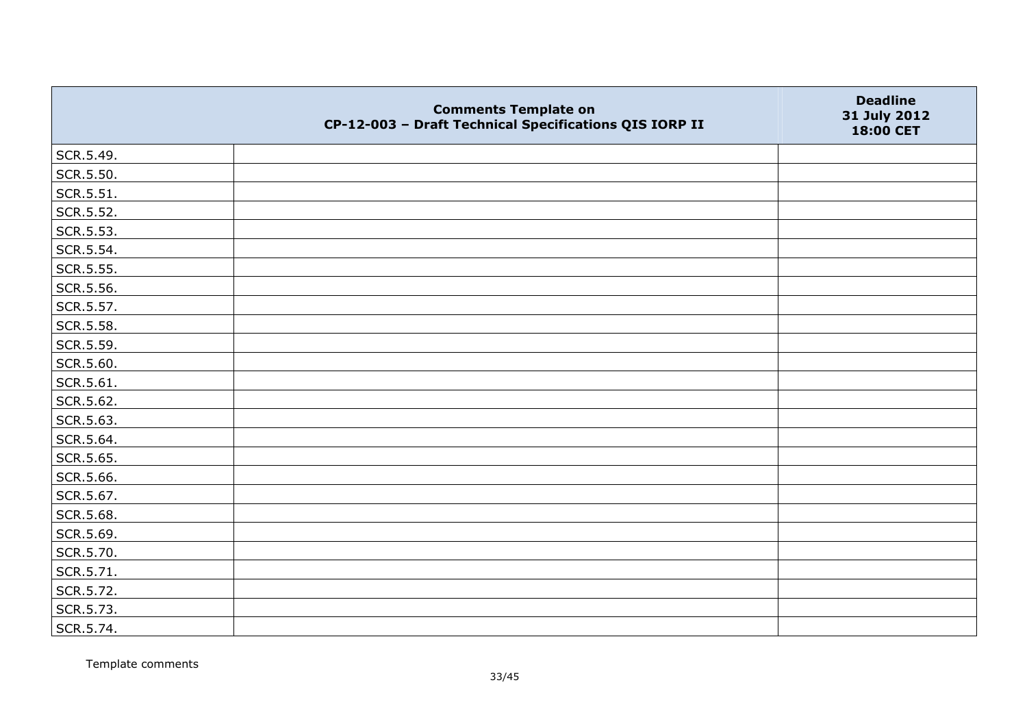| | Comments Template on CP-12-003 – Draft Technical Specifications QIS IORP II | Deadline 31 July 2012 18:00 CET |
|---|---|---|
| SCR.5.49. | | |
| SCR.5.50. | | |
| SCR.5.51. | | |
| SCR.5.52. | | |
| SCR.5.53. | | |
| SCR.5.54. | | |
| SCR.5.55. | | |
| SCR.5.56. | | |
| SCR.5.57. | | |
| SCR.5.58. | | |
| SCR.5.59. | | |
| SCR.5.60. | | |
| SCR.5.61. | | |
| SCR.5.62. | | |
| SCR.5.63. | | |
| SCR.5.64. | | |
| SCR.5.65. | | |
| SCR.5.66. | | |
| SCR.5.67. | | |
| SCR.5.68. | | |
| SCR.5.69. | | |
| SCR.5.70. | | |
| SCR.5.71. | | |
| SCR.5.72. | | |
| SCR.5.73. | | |
| SCR.5.74. | | |

Template comments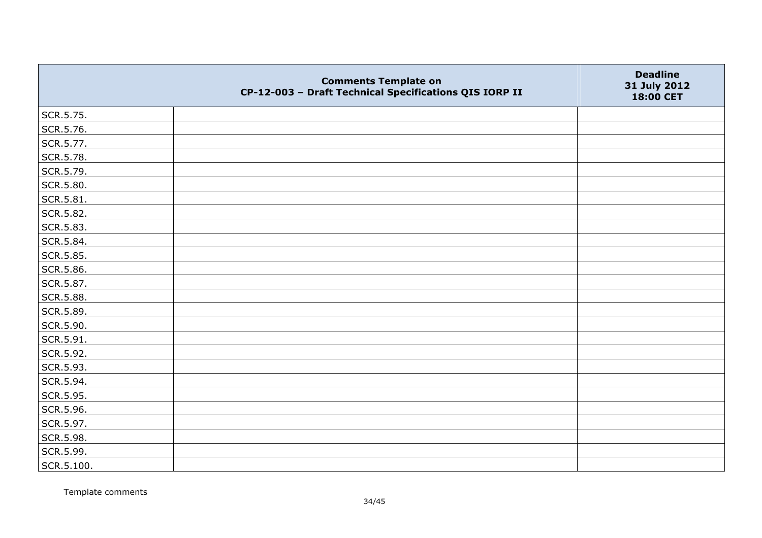| | Comments Template on CP-12-003 – Draft Technical Specifications QIS IORP II | Deadline 31 July 2012 18:00 CET |
|---|---|---|
| SCR.5.75. | | |
| SCR.5.76. | | |
| SCR.5.77. | | |
| SCR.5.78. | | |
| SCR.5.79. | | |
| SCR.5.80. | | |
| SCR.5.81. | | |
| SCR.5.82. | | |
| SCR.5.83. | | |
| SCR.5.84. | | |
| SCR.5.85. | | |
| SCR.5.86. | | |
| SCR.5.87. | | |
| SCR.5.88. | | |
| SCR.5.89. | | |
| SCR.5.90. | | |
| SCR.5.91. | | |
| SCR.5.92. | | |
| SCR.5.93. | | |
| SCR.5.94. | | |
| SCR.5.95. | | |
| SCR.5.96. | | |
| SCR.5.97. | | |
| SCR.5.98. | | |
| SCR.5.99. | | |
| SCR.5.100. | | |

Template comments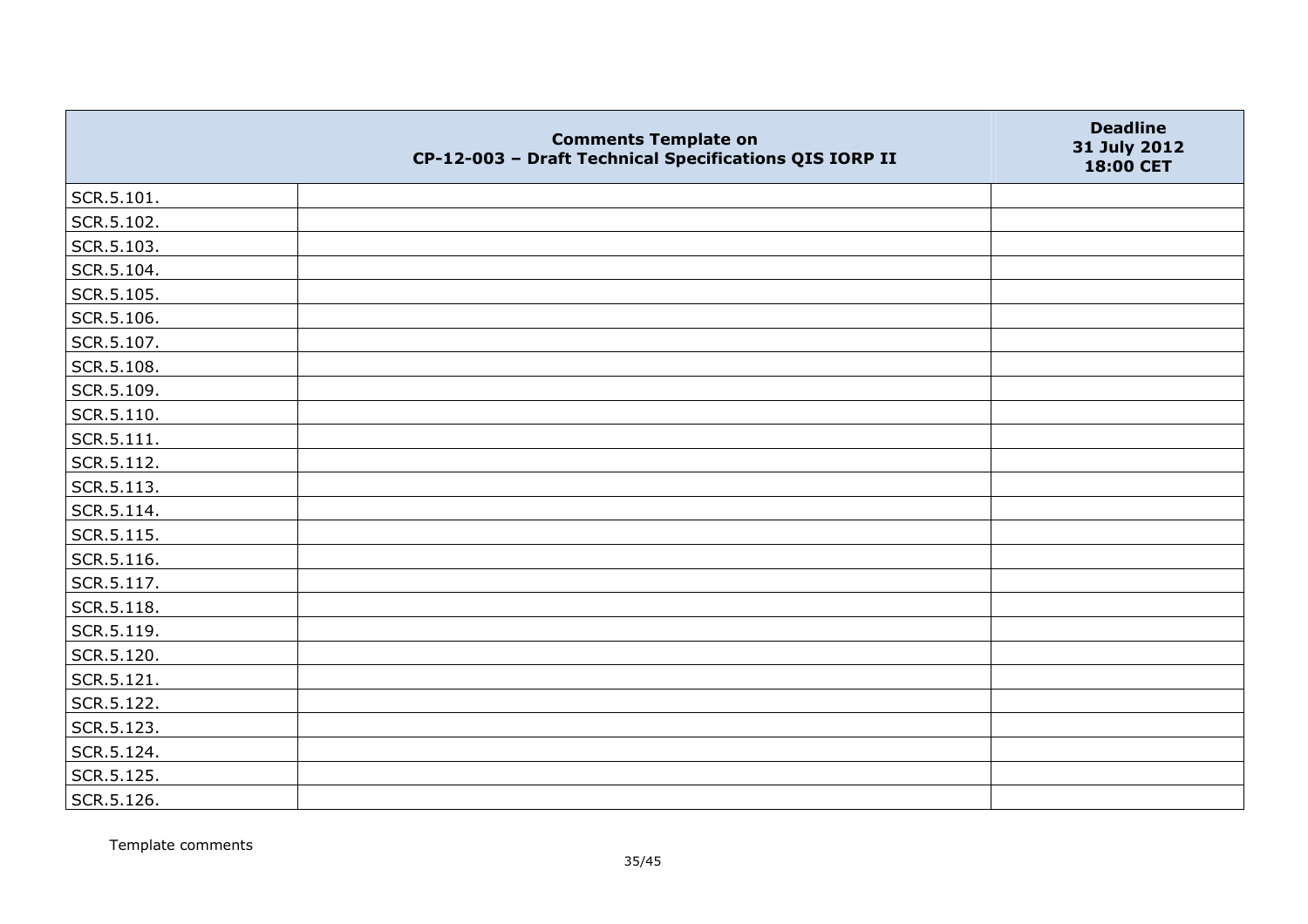|  | Comments Template on CP-12-003 – Draft Technical Specifications QIS IORP II | Deadline 31 July 2012 18:00 CET |
|---|---|---|
| SCR.5.101. |  |  |
| SCR.5.102. |  |  |
| SCR.5.103. |  |  |
| SCR.5.104. |  |  |
| SCR.5.105. |  |  |
| SCR.5.106. |  |  |
| SCR.5.107. |  |  |
| SCR.5.108. |  |  |
| SCR.5.109. |  |  |
| SCR.5.110. |  |  |
| SCR.5.111. |  |  |
| SCR.5.112. |  |  |
| SCR.5.113. |  |  |
| SCR.5.114. |  |  |
| SCR.5.115. |  |  |
| SCR.5.116. |  |  |
| SCR.5.117. |  |  |
| SCR.5.118. |  |  |
| SCR.5.119. |  |  |
| SCR.5.120. |  |  |
| SCR.5.121. |  |  |
| SCR.5.122. |  |  |
| SCR.5.123. |  |  |
| SCR.5.124. |  |  |
| SCR.5.125. |  |  |
| SCR.5.126. |  |  |

Template comments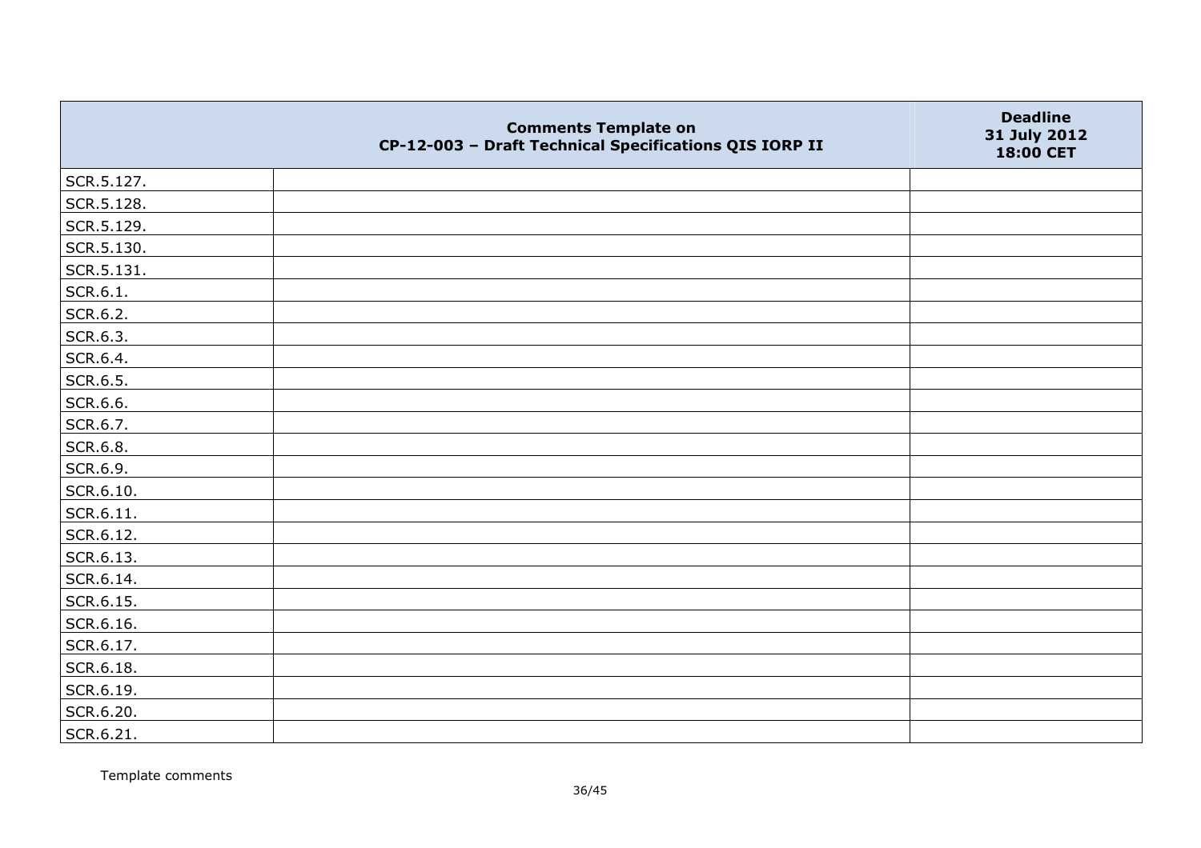| | Comments Template on CP-12-003 – Draft Technical Specifications QIS IORP II | Deadline 31 July 2012 18:00 CET |
|---|---|---|
| SCR.5.127. | | |
| SCR.5.128. | | |
| SCR.5.129. | | |
| SCR.5.130. | | |
| SCR.5.131. | | |
| SCR.6.1. | | |
| SCR.6.2. | | |
| SCR.6.3. | | |
| SCR.6.4. | | |
| SCR.6.5. | | |
| SCR.6.6. | | |
| SCR.6.7. | | |
| SCR.6.8. | | |
| SCR.6.9. | | |
| SCR.6.10. | | |
| SCR.6.11. | | |
| SCR.6.12. | | |
| SCR.6.13. | | |
| SCR.6.14. | | |
| SCR.6.15. | | |
| SCR.6.16. | | |
| SCR.6.17. | | |
| SCR.6.18. | | |
| SCR.6.19. | | |
| SCR.6.20. | | |
| SCR.6.21. | | |

Template comments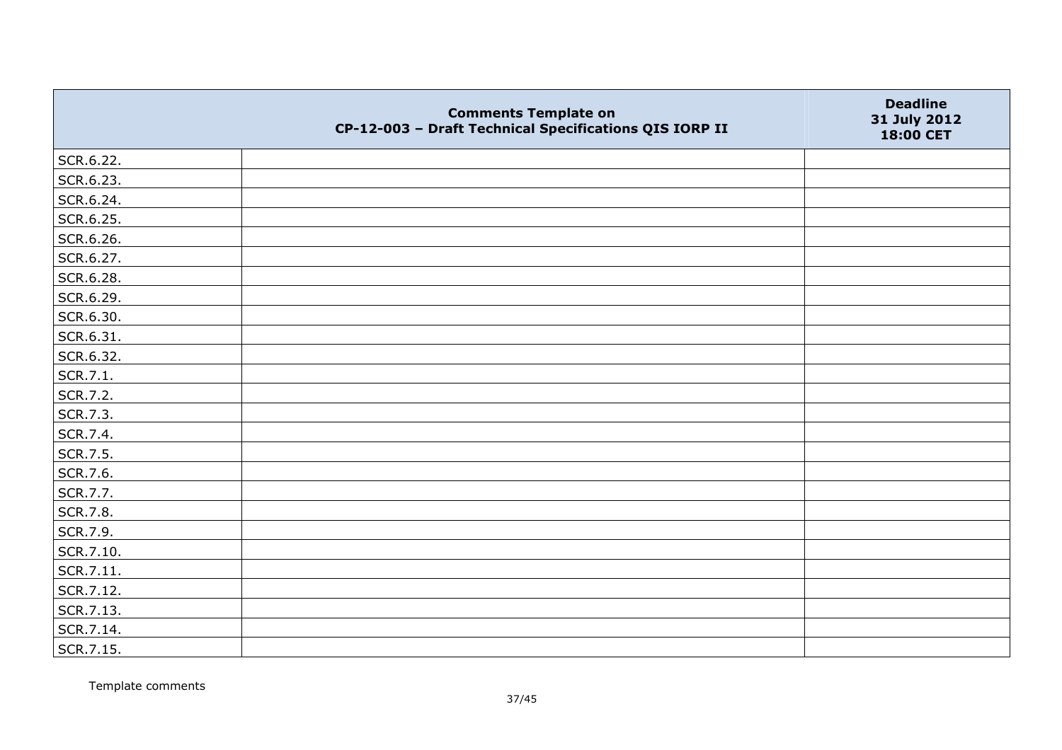|  | Comments Template on CP-12-003 – Draft Technical Specifications QIS IORP II | Deadline 31 July 2012 18:00 CET |
|---|---|---|
| SCR.6.22. |  |  |
| SCR.6.23. |  |  |
| SCR.6.24. |  |  |
| SCR.6.25. |  |  |
| SCR.6.26. |  |  |
| SCR.6.27. |  |  |
| SCR.6.28. |  |  |
| SCR.6.29. |  |  |
| SCR.6.30. |  |  |
| SCR.6.31. |  |  |
| SCR.6.32. |  |  |
| SCR.7.1. |  |  |
| SCR.7.2. |  |  |
| SCR.7.3. |  |  |
| SCR.7.4. |  |  |
| SCR.7.5. |  |  |
| SCR.7.6. |  |  |
| SCR.7.7. |  |  |
| SCR.7.8. |  |  |
| SCR.7.9. |  |  |
| SCR.7.10. |  |  |
| SCR.7.11. |  |  |
| SCR.7.12. |  |  |
| SCR.7.13. |  |  |
| SCR.7.14. |  |  |
| SCR.7.15. |  |  |

Template comments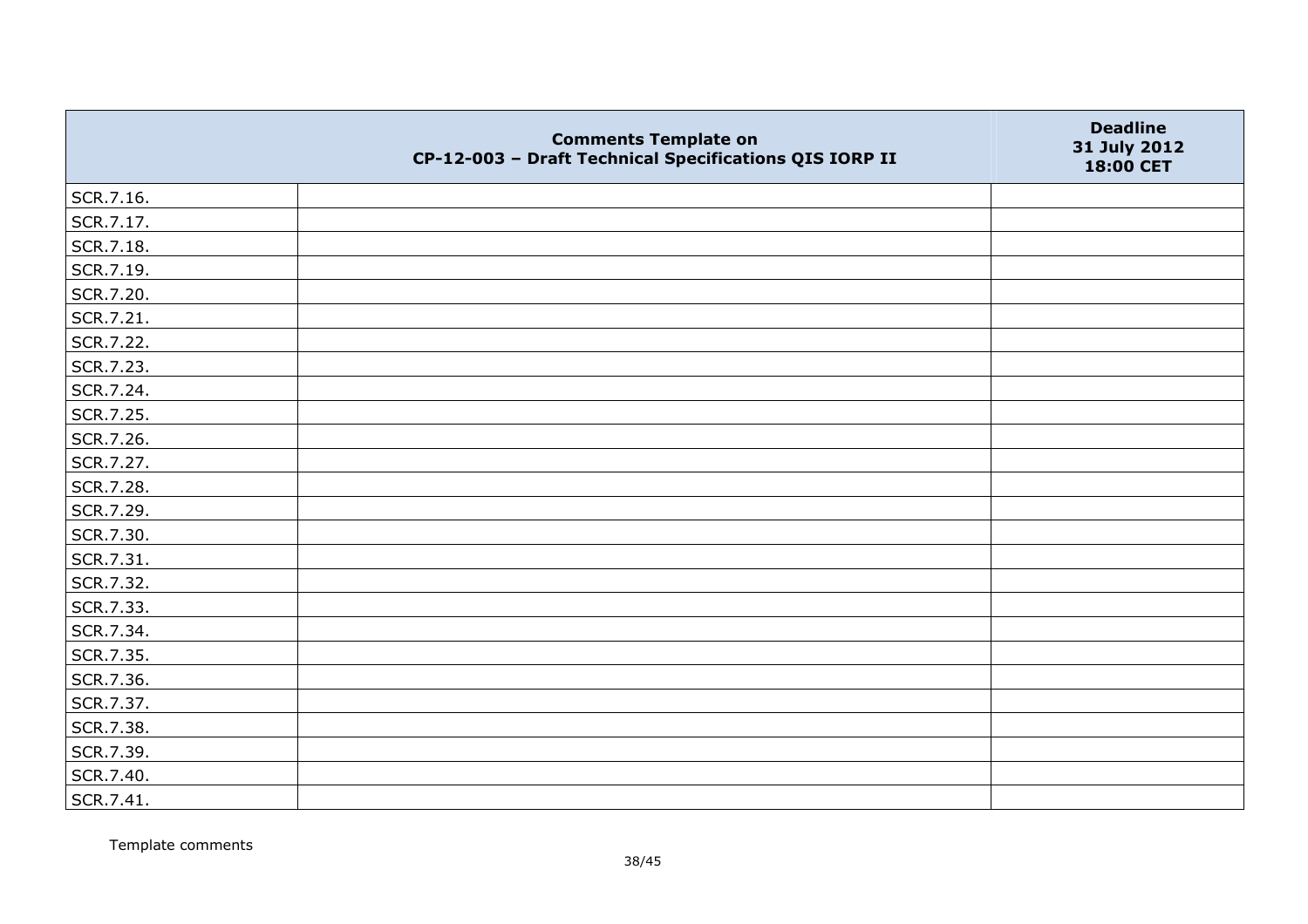| | Comments Template on CP-12-003 – Draft Technical Specifications QIS IORP II | Deadline 31 July 2012 18:00 CET |
|---|---|---|
| SCR.7.16. | | |
| SCR.7.17. | | |
| SCR.7.18. | | |
| SCR.7.19. | | |
| SCR.7.20. | | |
| SCR.7.21. | | |
| SCR.7.22. | | |
| SCR.7.23. | | |
| SCR.7.24. | | |
| SCR.7.25. | | |
| SCR.7.26. | | |
| SCR.7.27. | | |
| SCR.7.28. | | |
| SCR.7.29. | | |
| SCR.7.30. | | |
| SCR.7.31. | | |
| SCR.7.32. | | |
| SCR.7.33. | | |
| SCR.7.34. | | |
| SCR.7.35. | | |
| SCR.7.36. | | |
| SCR.7.37. | | |
| SCR.7.38. | | |
| SCR.7.39. | | |
| SCR.7.40. | | |
| SCR.7.41. | | |

Template comments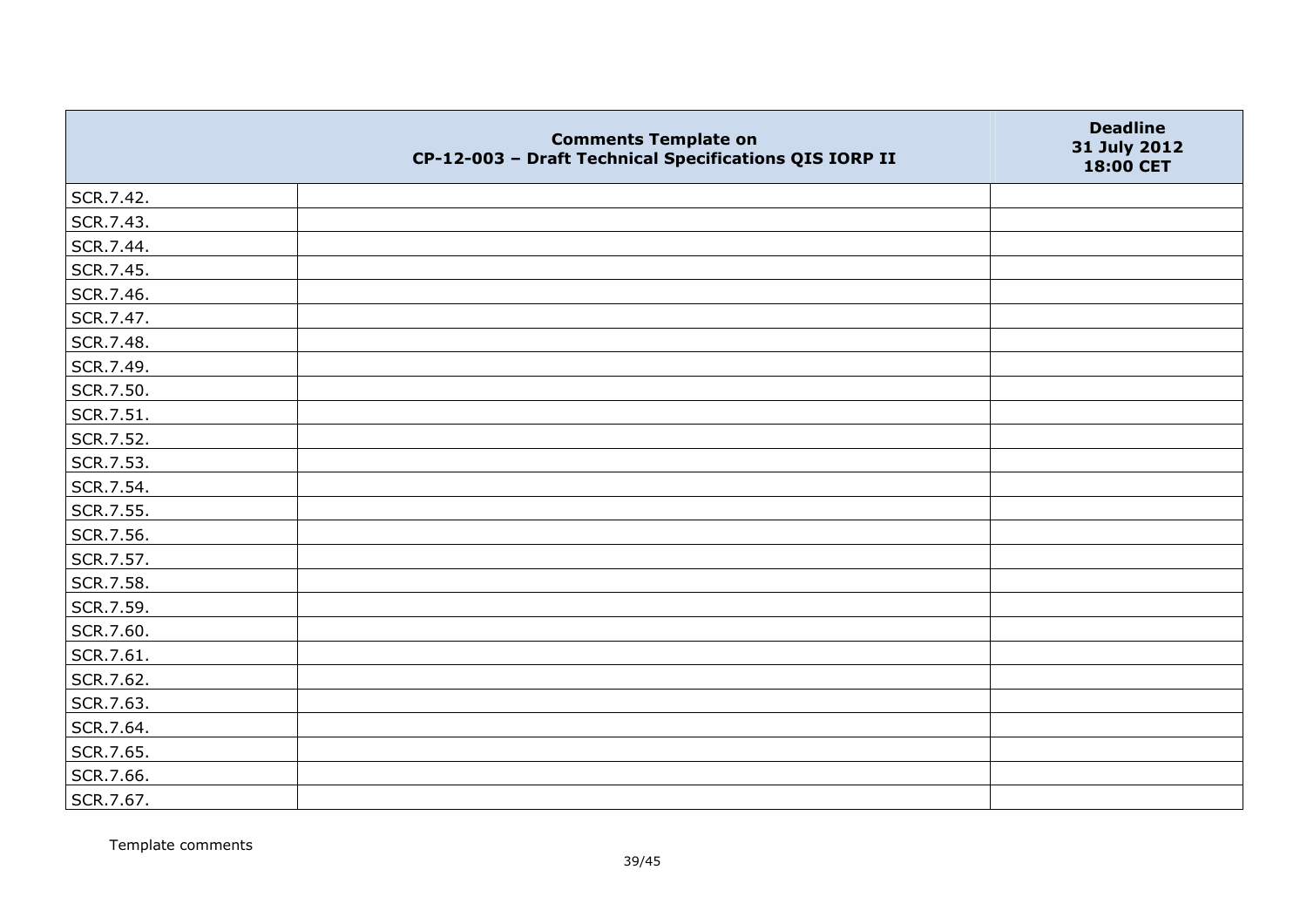| | Comments Template on<br>CP-12-003 – Draft Technical Specifications QIS IORP II | Deadline<br>31 July 2012<br>18:00 CET |
|---|---|---|
| SCR.7.42. | | |
| SCR.7.43. | | |
| SCR.7.44. | | |
| SCR.7.45. | | |
| SCR.7.46. | | |
| SCR.7.47. | | |
| SCR.7.48. | | |
| SCR.7.49. | | |
| SCR.7.50. | | |
| SCR.7.51. | | |
| SCR.7.52. | | |
| SCR.7.53. | | |
| SCR.7.54. | | |
| SCR.7.55. | | |
| SCR.7.56. | | |
| SCR.7.57. | | |
| SCR.7.58. | | |
| SCR.7.59. | | |
| SCR.7.60. | | |
| SCR.7.61. | | |
| SCR.7.62. | | |
| SCR.7.63. | | |
| SCR.7.64. | | |
| SCR.7.65. | | |
| SCR.7.66. | | |
| SCR.7.67. | | |

Template comments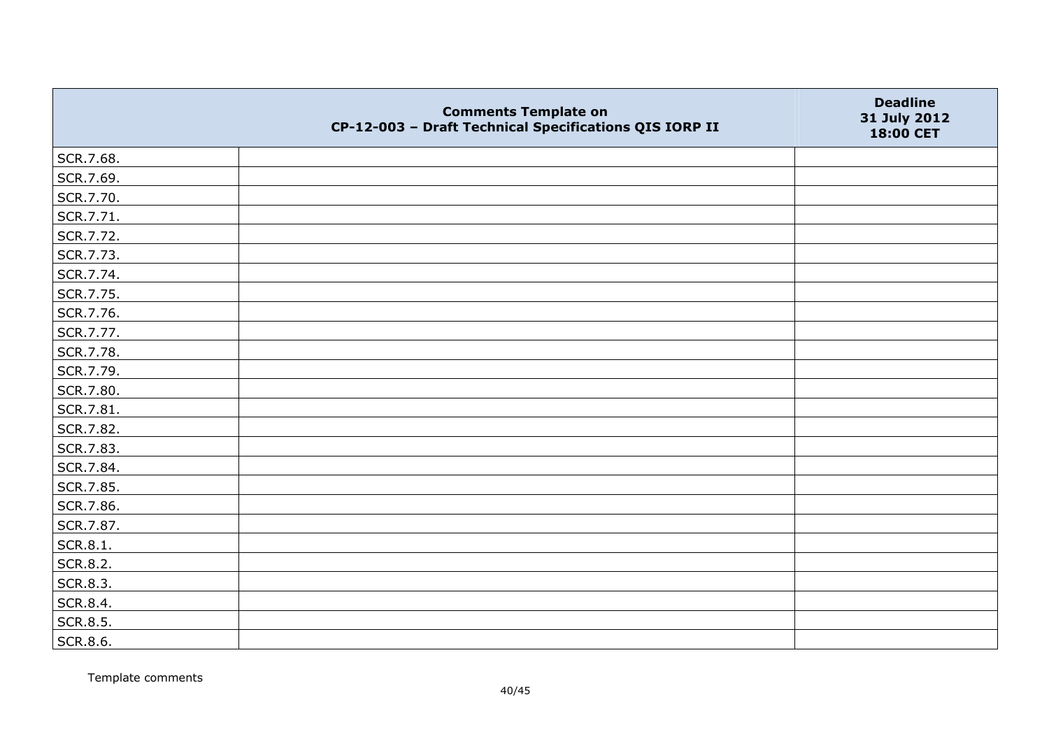| | Comments Template on CP-12-003 – Draft Technical Specifications QIS IORP II | Deadline 31 July 2012 18:00 CET |
|---|---|---|
| SCR.7.68. | | |
| SCR.7.69. | | |
| SCR.7.70. | | |
| SCR.7.71. | | |
| SCR.7.72. | | |
| SCR.7.73. | | |
| SCR.7.74. | | |
| SCR.7.75. | | |
| SCR.7.76. | | |
| SCR.7.77. | | |
| SCR.7.78. | | |
| SCR.7.79. | | |
| SCR.7.80. | | |
| SCR.7.81. | | |
| SCR.7.82. | | |
| SCR.7.83. | | |
| SCR.7.84. | | |
| SCR.7.85. | | |
| SCR.7.86. | | |
| SCR.7.87. | | |
| SCR.8.1. | | |
| SCR.8.2. | | |
| SCR.8.3. | | |
| SCR.8.4. | | |
| SCR.8.5. | | |
| SCR.8.6. | | |

Template comments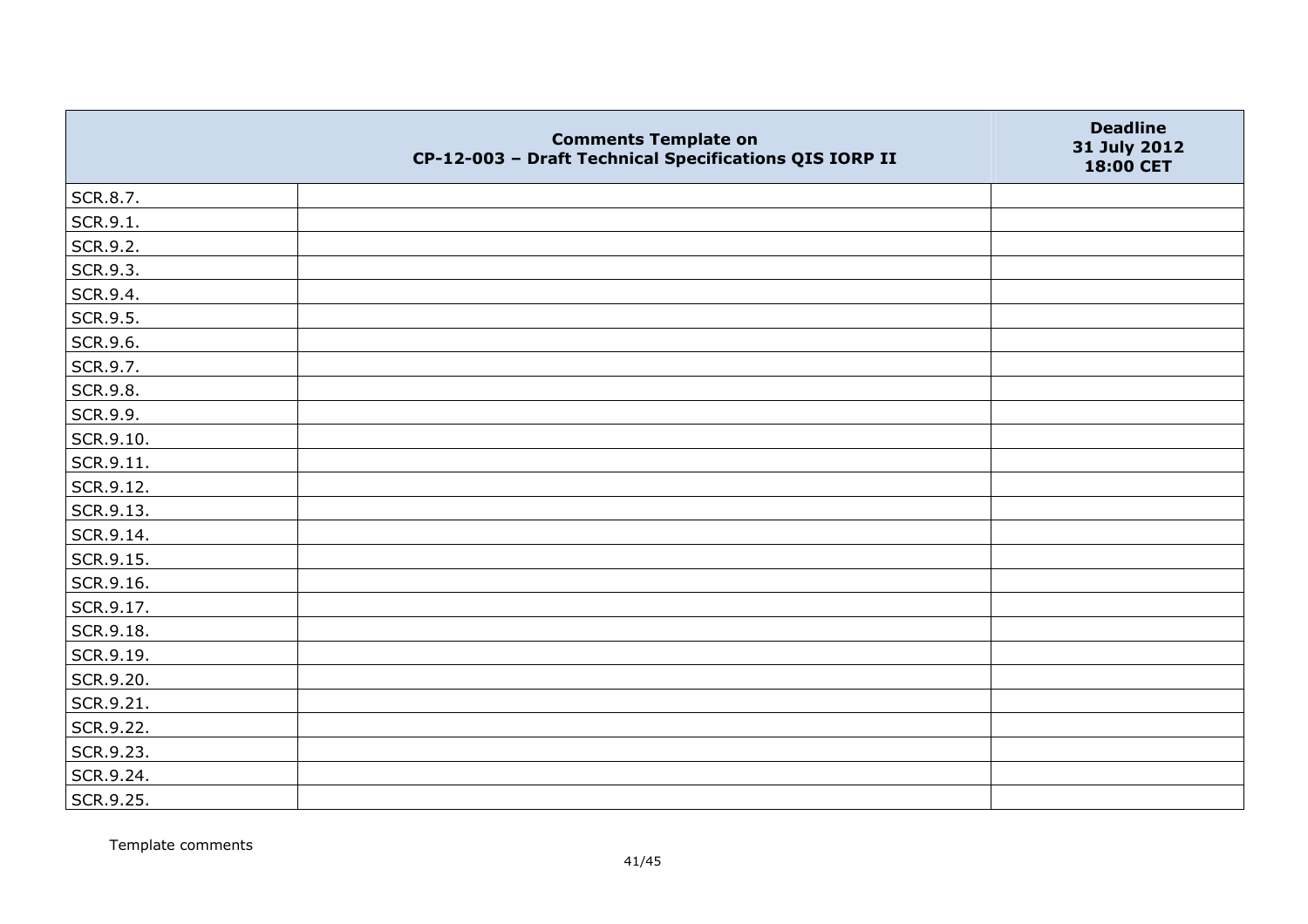| | Comments Template on CP-12-003 – Draft Technical Specifications QIS IORP II | Deadline 31 July 2012 18:00 CET |
|---|---|---|
| SCR.8.7. | | |
| SCR.9.1. | | |
| SCR.9.2. | | |
| SCR.9.3. | | |
| SCR.9.4. | | |
| SCR.9.5. | | |
| SCR.9.6. | | |
| SCR.9.7. | | |
| SCR.9.8. | | |
| SCR.9.9. | | |
| SCR.9.10. | | |
| SCR.9.11. | | |
| SCR.9.12. | | |
| SCR.9.13. | | |
| SCR.9.14. | | |
| SCR.9.15. | | |
| SCR.9.16. | | |
| SCR.9.17. | | |
| SCR.9.18. | | |
| SCR.9.19. | | |
| SCR.9.20. | | |
| SCR.9.21. | | |
| SCR.9.22. | | |
| SCR.9.23. | | |
| SCR.9.24. | | |
| SCR.9.25. | | |

Template comments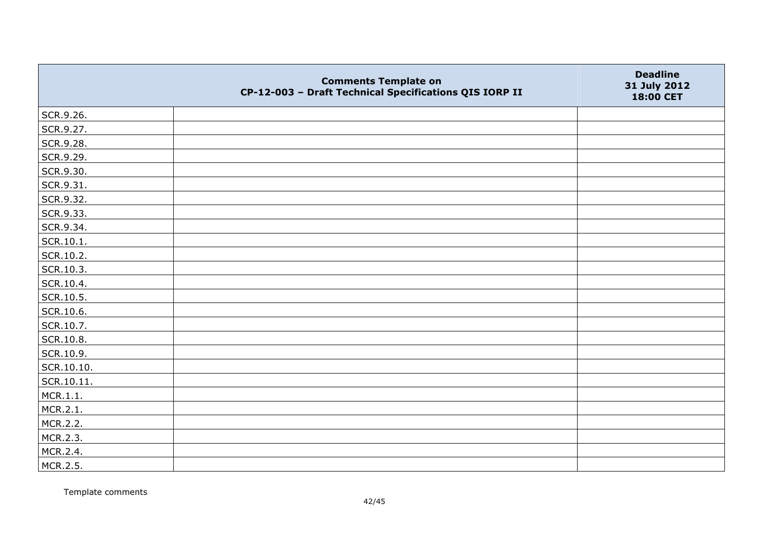| | Comments Template on CP-12-003 – Draft Technical Specifications QIS IORP II | Deadline 31 July 2012 18:00 CET |
|---|---|---|
| SCR.9.26. | | |
| SCR.9.27. | | |
| SCR.9.28. | | |
| SCR.9.29. | | |
| SCR.9.30. | | |
| SCR.9.31. | | |
| SCR.9.32. | | |
| SCR.9.33. | | |
| SCR.9.34. | | |
| SCR.10.1. | | |
| SCR.10.2. | | |
| SCR.10.3. | | |
| SCR.10.4. | | |
| SCR.10.5. | | |
| SCR.10.6. | | |
| SCR.10.7. | | |
| SCR.10.8. | | |
| SCR.10.9. | | |
| SCR.10.10. | | |
| SCR.10.11. | | |
| MCR.1.1. | | |
| MCR.2.1. | | |
| MCR.2.2. | | |
| MCR.2.3. | | |
| MCR.2.4. | | |
| MCR.2.5. | | |

Template comments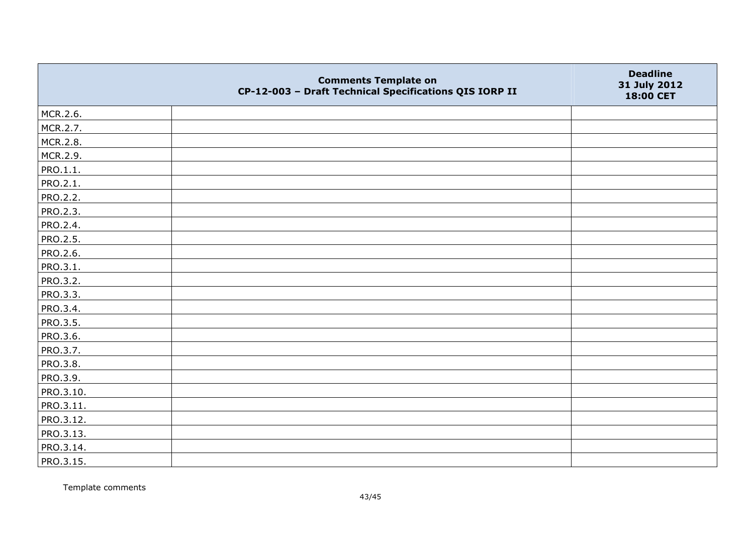| | Comments Template on CP-12-003 – Draft Technical Specifications QIS IORP II | Deadline 31 July 2012 18:00 CET |
|---|---|---|
| MCR.2.6. | | |
| MCR.2.7. | | |
| MCR.2.8. | | |
| MCR.2.9. | | |
| PRO.1.1. | | |
| PRO.2.1. | | |
| PRO.2.2. | | |
| PRO.2.3. | | |
| PRO.2.4. | | |
| PRO.2.5. | | |
| PRO.2.6. | | |
| PRO.3.1. | | |
| PRO.3.2. | | |
| PRO.3.3. | | |
| PRO.3.4. | | |
| PRO.3.5. | | |
| PRO.3.6. | | |
| PRO.3.7. | | |
| PRO.3.8. | | |
| PRO.3.9. | | |
| PRO.3.10. | | |
| PRO.3.11. | | |
| PRO.3.12. | | |
| PRO.3.13. | | |
| PRO.3.14. | | |
| PRO.3.15. | | |

Template comments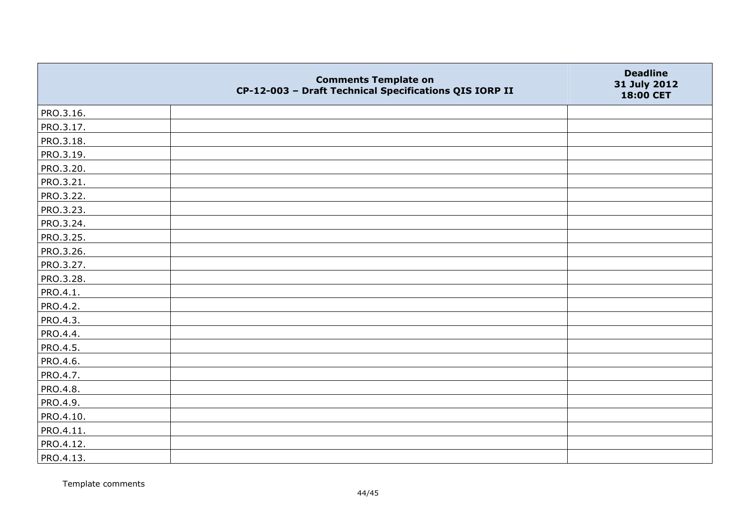| | Comments Template on CP-12-003 – Draft Technical Specifications QIS IORP II | Deadline 31 July 2012 18:00 CET |
|---|---|---|
| PRO.3.16. | | |
| PRO.3.17. | | |
| PRO.3.18. | | |
| PRO.3.19. | | |
| PRO.3.20. | | |
| PRO.3.21. | | |
| PRO.3.22. | | |
| PRO.3.23. | | |
| PRO.3.24. | | |
| PRO.3.25. | | |
| PRO.3.26. | | |
| PRO.3.27. | | |
| PRO.3.28. | | |
| PRO.4.1. | | |
| PRO.4.2. | | |
| PRO.4.3. | | |
| PRO.4.4. | | |
| PRO.4.5. | | |
| PRO.4.6. | | |
| PRO.4.7. | | |
| PRO.4.8. | | |
| PRO.4.9. | | |
| PRO.4.10. | | |
| PRO.4.11. | | |
| PRO.4.12. | | |
| PRO.4.13. | | |

Template comments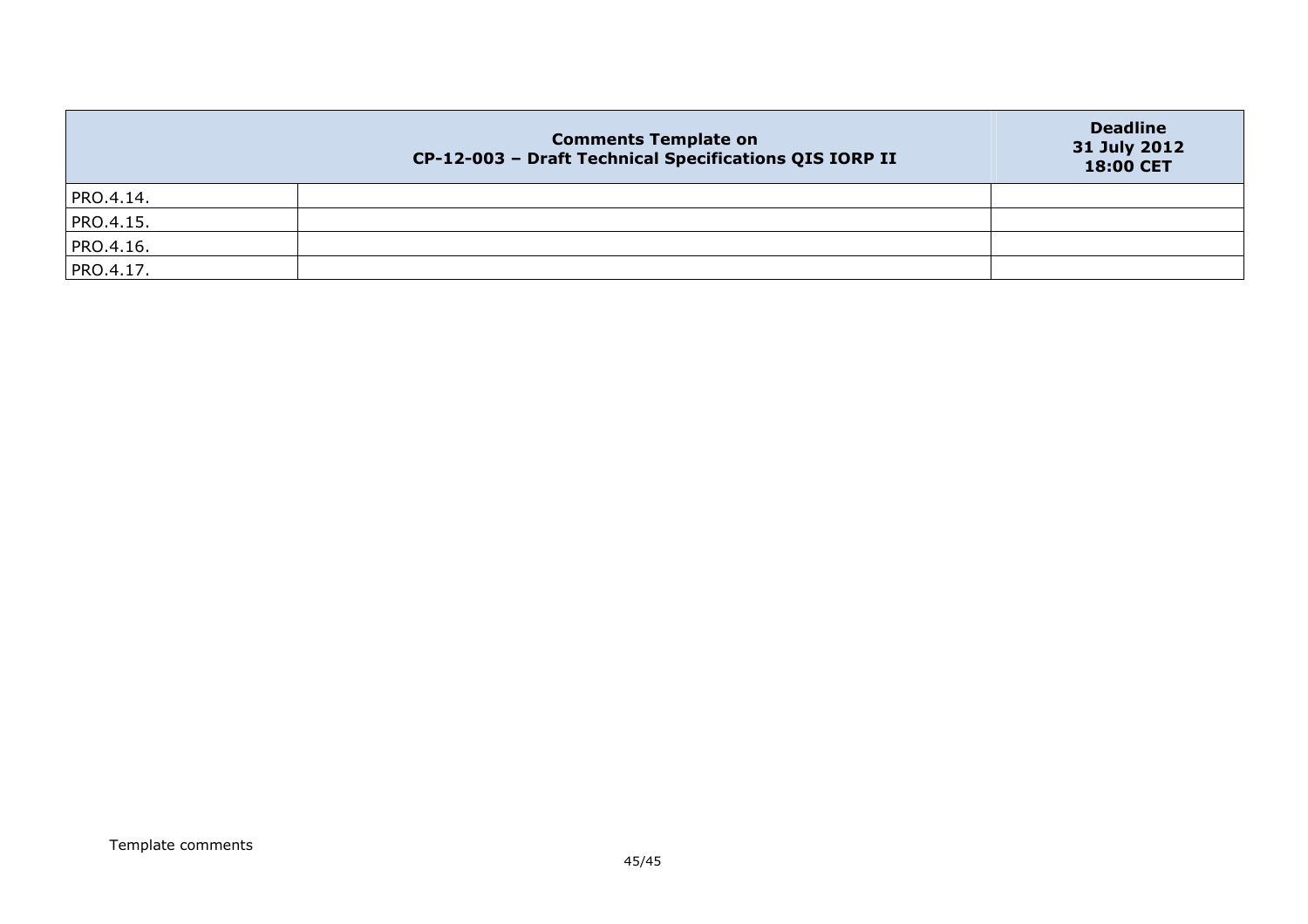| | Comments Template on CP-12-003 – Draft Technical Specifications QIS IORP II | Deadline 31 July 2012 18:00 CET |
|---|---|---|
| PRO.4.14. | | |
| PRO.4.15. | | |
| PRO.4.16. | | |
| PRO.4.17. | | |

Template comments